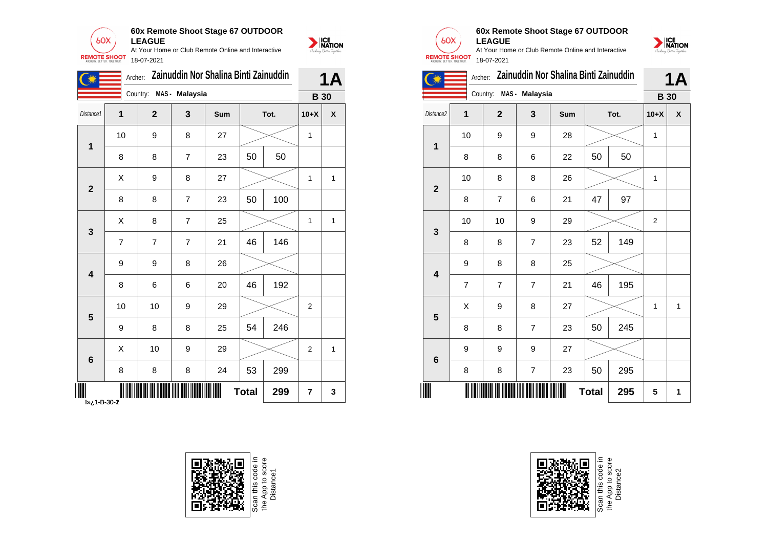## 60x Remote Shoot Stage 67 OUTDOOR LEAGUE

At Your Home or Club Remote Online and Interactive

18-07-2021

Archer: **Zainuddin Nor Shalina Binti Zainuddin** — **1A**

Country: MAS - Malaysia — **B 30**

| Distance1 | 1 | 2 | 3 | Sum | Tot. | | 10+X | X |
|---|---|---|---|---|---|---|---|---|
| 1 | 10 | 9 | 8 | 27 | | | 1 | |
| | 8 | 8 | 7 | 23 | 50 | 50 | | |
| 2 | X | 9 | 8 | 27 | | | 1 | 1 |
| | 8 | 8 | 7 | 23 | 50 | 100 | | |
| 3 | X | 8 | 7 | 25 | | | 1 | 1 |
| | 7 | 7 | 7 | 21 | 46 | 146 | | |
| 4 | 9 | 9 | 8 | 26 | | | | |
| | 8 | 6 | 6 | 20 | 46 | 192 | | |
| 5 | 10 | 10 | 9 | 29 | | | 2 | |
| | 9 | 8 | 8 | 25 | 54 | 246 | | |
| 6 | X | 10 | 9 | 29 | | | 2 | 1 |
| | 8 | 8 | 8 | 24 | 53 | 299 | | |
| | | | | Total | | 299 | 7 | 3 |

ï»¿1-B-30-2

Scan this code in the App to score Distance1

## 60x Remote Shoot Stage 67 OUTDOOR LEAGUE

At Your Home or Club Remote Online and Interactive

18-07-2021

Archer: **Zainuddin Nor Shalina Binti Zainuddin** — **1A**

Country: MAS - Malaysia — **B 30**

| Distance2 | 1 | 2 | 3 | Sum | Tot. | | 10+X | X |
|---|---|---|---|---|---|---|---|---|
| 1 | 10 | 9 | 9 | 28 | | | 1 | |
| | 8 | 8 | 6 | 22 | 50 | 50 | | |
| 2 | 10 | 8 | 8 | 26 | | | 1 | |
| | 8 | 7 | 6 | 21 | 47 | 97 | | |
| 3 | 10 | 10 | 9 | 29 | | | 2 | |
| | 8 | 8 | 7 | 23 | 52 | 149 | | |
| 4 | 9 | 8 | 8 | 25 | | | | |
| | 7 | 7 | 7 | 21 | 46 | 195 | | |
| 5 | X | 9 | 8 | 27 | | | 1 | 1 |
| | 8 | 8 | 7 | 23 | 50 | 245 | | |
| 6 | 9 | 9 | 9 | 27 | | | | |
| | 8 | 8 | 7 | 23 | 50 | 295 | | |
| | | | | Total | | 295 | 5 | 1 |

Scan this code in the App to score Distance2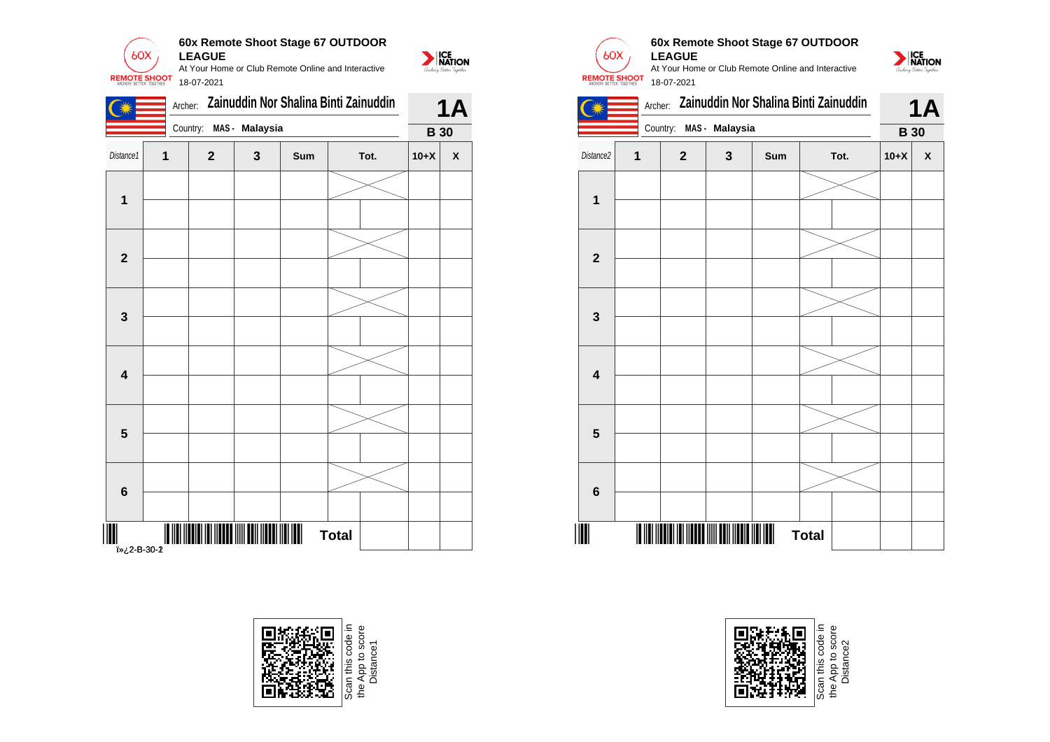**60x Remote Shoot Stage 67 OUTDOOR LEAGUE**

At Your Home or Club Remote Online and Interactive

18-07-2021

Archer: **Zainuddin Nor Shalina Binti Zainuddin** — **1A**

Country: **MAS - Malaysia** — **B 30**

| Distance1 | 1 | 2 | 3 | Sum | Tot. | | 10+X | X |
|---|---|---|---|---|---|---|---|---|
| **1** | | | | | | | | |
| | | | | | | | | |
| **2** | | | | | | | | |
| | | | | | | | | |
| **3** | | | | | | | | |
| | | | | | | | | |
| **4** | | | | | | | | |
| | | | | | | | | |
| **5** | | | | | | | | |
| | | | | | | | | |
| **6** | | | | | | | | |
| | | | | | | | | |
| | | | | | **Total** | | | |

ï»¿2-B-30-2

Scan this code in the App to score Distance1

**60x Remote Shoot Stage 67 OUTDOOR LEAGUE**

At Your Home or Club Remote Online and Interactive

18-07-2021

Archer: **Zainuddin Nor Shalina Binti Zainuddin** — **1A**

Country: **MAS - Malaysia** — **B 30**

| Distance2 | 1 | 2 | 3 | Sum | Tot. | | 10+X | X |
|---|---|---|---|---|---|---|---|---|
| **1** | | | | | | | | |
| | | | | | | | | |
| **2** | | | | | | | | |
| | | | | | | | | |
| **3** | | | | | | | | |
| | | | | | | | | |
| **4** | | | | | | | | |
| | | | | | | | | |
| **5** | | | | | | | | |
| | | | | | | | | |
| **6** | | | | | | | | |
| | | | | | | | | |
| | | | | | **Total** | | | |

Scan this code in the App to score Distance2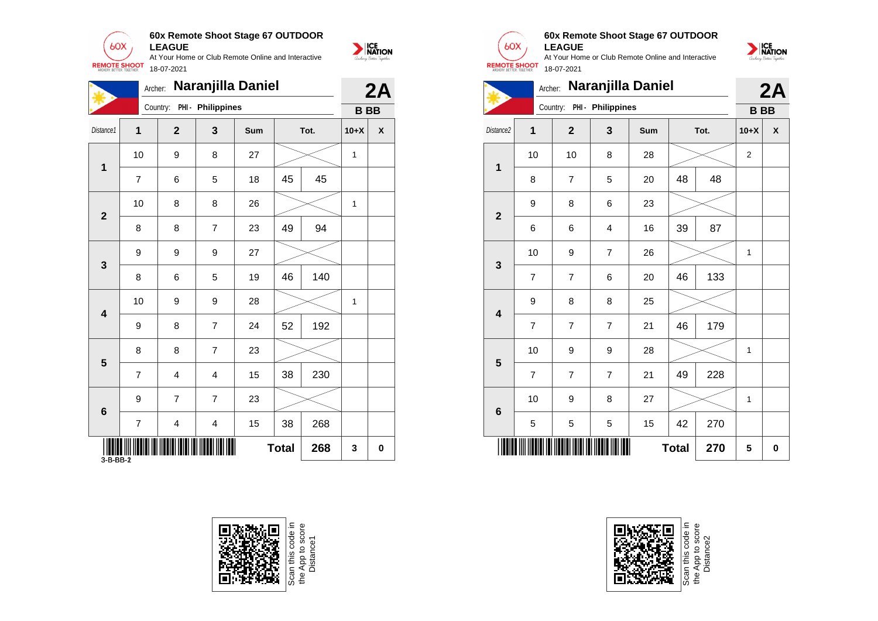## 60x Remote Shoot Stage 67 OUTDOOR LEAGUE

At Your Home or Club Remote Online and Interactive

18-07-2021

Archer: **Naranjilla Daniel** — **2A**

Country: PHI - Philippines — **B BB**

| Distance1 | 1 | 2 | 3 | Sum | Tot. | | 10+X | X |
|---|---|---|---|---|---|---|---|---|
| 1 | 10 | 9 | 8 | 27 | | | 1 | |
| | 7 | 6 | 5 | 18 | 45 | 45 | | |
| 2 | 10 | 8 | 8 | 26 | | | 1 | |
| | 8 | 8 | 7 | 23 | 49 | 94 | | |
| 3 | 9 | 9 | 9 | 27 | | | | |
| | 8 | 6 | 5 | 19 | 46 | 140 | | |
| 4 | 10 | 9 | 9 | 28 | | | 1 | |
| | 9 | 8 | 7 | 24 | 52 | 192 | | |
| 5 | 8 | 8 | 7 | 23 | | | | |
| | 7 | 4 | 4 | 15 | 38 | 230 | | |
| 6 | 9 | 7 | 7 | 23 | | | | |
| | 7 | 4 | 4 | 15 | 38 | 268 | | |
| | | | | | Total | 268 | 3 | 0 |

3-B-BB-2

Scan this code in the App to score Distance1

## 60x Remote Shoot Stage 67 OUTDOOR LEAGUE

At Your Home or Club Remote Online and Interactive

18-07-2021

Archer: **Naranjilla Daniel** — **2A**

Country: PHI - Philippines — **B BB**

| Distance2 | 1 | 2 | 3 | Sum | Tot. | | 10+X | X |
|---|---|---|---|---|---|---|---|---|
| 1 | 10 | 10 | 8 | 28 | | | 2 | |
| | 8 | 7 | 5 | 20 | 48 | 48 | | |
| 2 | 9 | 8 | 6 | 23 | | | | |
| | 6 | 6 | 4 | 16 | 39 | 87 | | |
| 3 | 10 | 9 | 7 | 26 | | | 1 | |
| | 7 | 7 | 6 | 20 | 46 | 133 | | |
| 4 | 9 | 8 | 8 | 25 | | | | |
| | 7 | 7 | 7 | 21 | 46 | 179 | | |
| 5 | 10 | 9 | 9 | 28 | | | 1 | |
| | 7 | 7 | 7 | 21 | 49 | 228 | | |
| 6 | 10 | 9 | 8 | 27 | | | 1 | |
| | 5 | 5 | 5 | 15 | 42 | 270 | | |
| | | | | | Total | 270 | 5 | 0 |

Scan this code in the App to score Distance2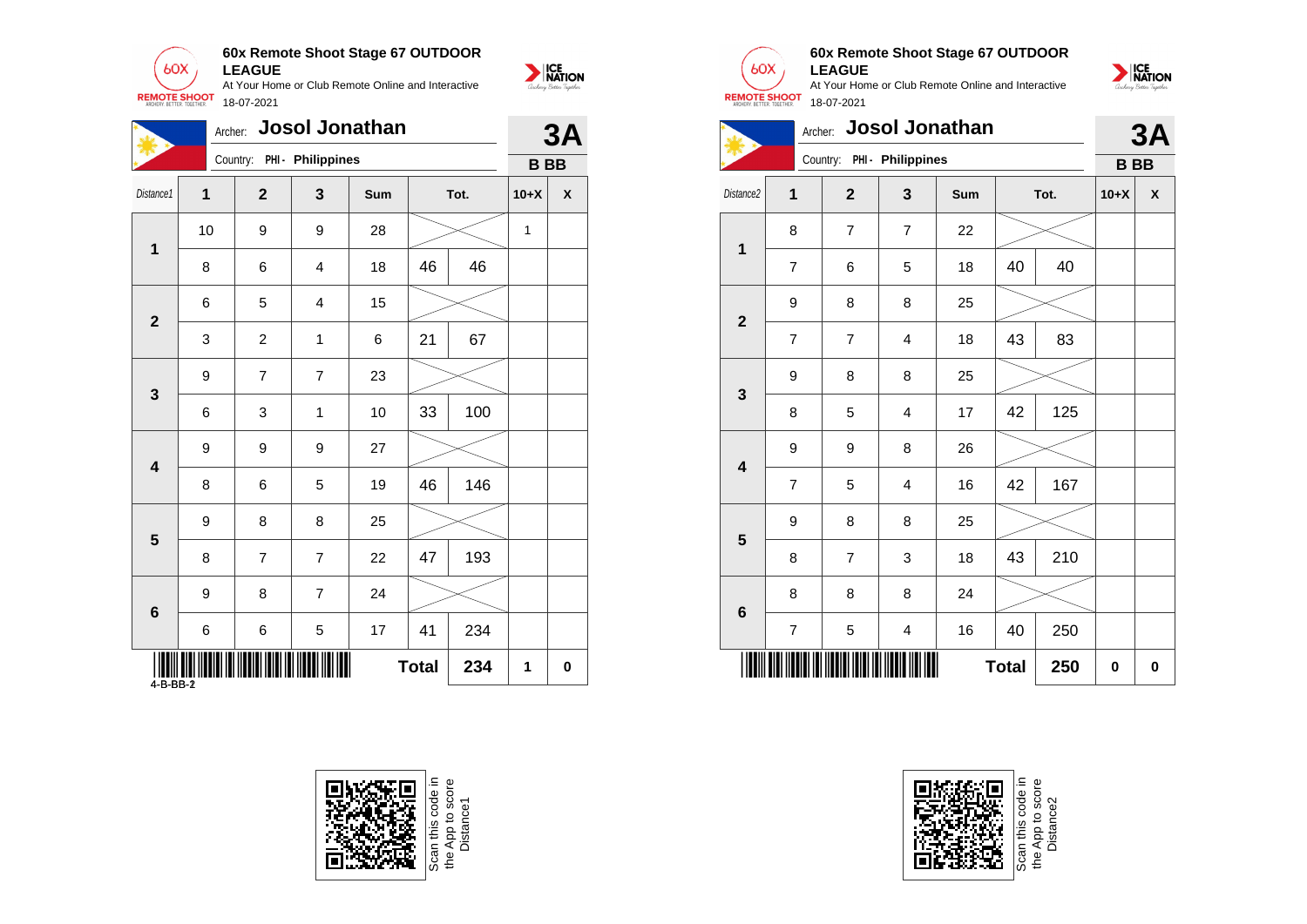## 60x Remote Shoot Stage 67 OUTDOOR LEAGUE

At Your Home or Club Remote Online and Interactive

18-07-2021

Archer: **Josol Jonathan**

Country: PHI - Philippines

**3A** — **B BB**

| Distance1 | 1 | 2 | 3 | Sum | Tot. | | 10+X | X |
|---|---|---|---|---|---|---|---|---|
| 1 | 10 | 9 | 9 | 28 | | | 1 | |
| | 8 | 6 | 4 | 18 | 46 | 46 | | |
| 2 | 6 | 5 | 4 | 15 | | | | |
| | 3 | 2 | 1 | 6 | 21 | 67 | | |
| 3 | 9 | 7 | 7 | 23 | | | | |
| | 6 | 3 | 1 | 10 | 33 | 100 | | |
| 4 | 9 | 9 | 9 | 27 | | | | |
| | 8 | 6 | 5 | 19 | 46 | 146 | | |
| 5 | 9 | 8 | 8 | 25 | | | | |
| | 8 | 7 | 7 | 22 | 47 | 193 | | |
| 6 | 9 | 8 | 7 | 24 | | | | |
| | 6 | 6 | 5 | 17 | 41 | 234 | | |
| | | | | | **Total** | **234** | **1** | **0** |

4-B-BB-2

Scan this code in the App to score Distance1

## 60x Remote Shoot Stage 67 OUTDOOR LEAGUE

At Your Home or Club Remote Online and Interactive

18-07-2021

Archer: **Josol Jonathan**

Country: PHI - Philippines

**3A** — **B BB**

| Distance2 | 1 | 2 | 3 | Sum | Tot. | | 10+X | X |
|---|---|---|---|---|---|---|---|---|
| 1 | 8 | 7 | 7 | 22 | | | | |
| | 7 | 6 | 5 | 18 | 40 | 40 | | |
| 2 | 9 | 8 | 8 | 25 | | | | |
| | 7 | 7 | 4 | 18 | 43 | 83 | | |
| 3 | 9 | 8 | 8 | 25 | | | | |
| | 8 | 5 | 4 | 17 | 42 | 125 | | |
| 4 | 9 | 9 | 8 | 26 | | | | |
| | 7 | 5 | 4 | 16 | 42 | 167 | | |
| 5 | 9 | 8 | 8 | 25 | | | | |
| | 8 | 7 | 3 | 18 | 43 | 210 | | |
| 6 | 8 | 8 | 8 | 24 | | | | |
| | 7 | 5 | 4 | 16 | 40 | 250 | | |
| | | | | | **Total** | **250** | **0** | **0** |

Scan this code in the App to score Distance2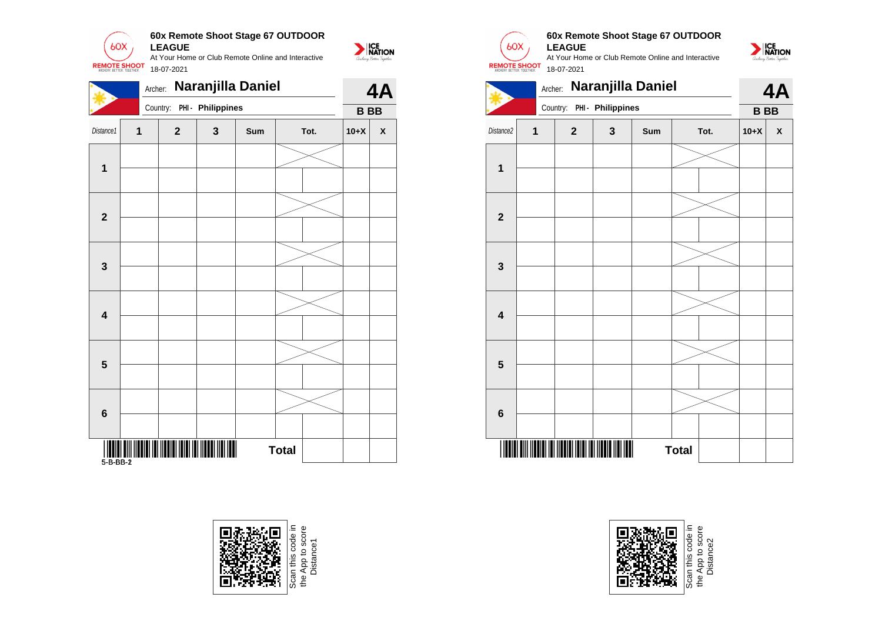**60x Remote Shoot Stage 67 OUTDOOR LEAGUE**

At Your Home or Club Remote Online and Interactive

18-07-2021

Archer: **Naranjilla Daniel** — **4A**

Country: PHI - **Philippines** — **B BB**

| *Distance1* | 1 | 2 | 3 | Sum | Tot. | | 10+X | X |
|---|---|---|---|---|---|---|---|---|
| **1** | | | | | | | | |
| | | | | | | | | |
| **2** | | | | | | | | |
| | | | | | | | | |
| **3** | | | | | | | | |
| | | | | | | | | |
| **4** | | | | | | | | |
| | | | | | | | | |
| **5** | | | | | | | | |
| | | | | | | | | |
| **6** | | | | | | | | |
| | | | | | | | | |
| | | | | | **Total** | | | |

5-B-BB-2

Scan this code in the App to score Distance1

**60x Remote Shoot Stage 67 OUTDOOR LEAGUE**

At Your Home or Club Remote Online and Interactive

18-07-2021

Archer: **Naranjilla Daniel** — **4A**

Country: PHI - **Philippines** — **B BB**

| *Distance2* | 1 | 2 | 3 | Sum | Tot. | | 10+X | X |
|---|---|---|---|---|---|---|---|---|
| **1** | | | | | | | | |
| | | | | | | | | |
| **2** | | | | | | | | |
| | | | | | | | | |
| **3** | | | | | | | | |
| | | | | | | | | |
| **4** | | | | | | | | |
| | | | | | | | | |
| **5** | | | | | | | | |
| | | | | | | | | |
| **6** | | | | | | | | |
| | | | | | | | | |
| | | | | | **Total** | | | |

Scan this code in the App to score Distance2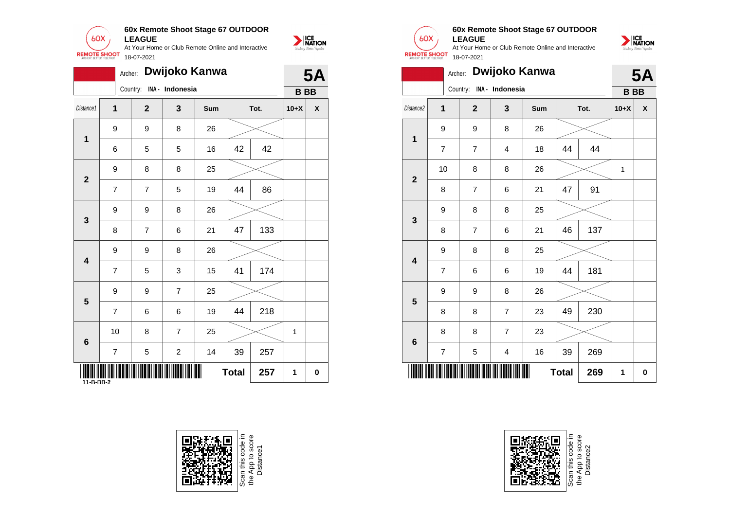**60x Remote Shoot Stage 67 OUTDOOR LEAGUE**

At Your Home or Club Remote Online and Interactive

18-07-2021

Archer: **Dwijoko Kanwa**

Country: INA - Indonesia

**5A** **B BB**

| Distance1 | 1 | 2 | 3 | Sum | Tot. | | 10+X | X |
|---|---|---|---|---|---|---|---|---|
| 1 | 9 | 9 | 8 | 26 | | | | |
| | 6 | 5 | 5 | 16 | 42 | 42 | | |
| 2 | 9 | 8 | 8 | 25 | | | | |
| | 7 | 7 | 5 | 19 | 44 | 86 | | |
| 3 | 9 | 9 | 8 | 26 | | | | |
| | 8 | 7 | 6 | 21 | 47 | 133 | | |
| 4 | 9 | 9 | 8 | 26 | | | | |
| | 7 | 5 | 3 | 15 | 41 | 174 | | |
| 5 | 9 | 9 | 7 | 25 | | | | |
| | 7 | 6 | 6 | 19 | 44 | 218 | | |
| 6 | 10 | 8 | 7 | 25 | | | 1 | |
| | 7 | 5 | 2 | 14 | 39 | 257 | | |
| | | | | | **Total** | **257** | **1** | **0** |

11-B-BB-2

Scan this code in the App to score Distance1

**60x Remote Shoot Stage 67 OUTDOOR LEAGUE**

At Your Home or Club Remote Online and Interactive

18-07-2021

Archer: **Dwijoko Kanwa**

Country: INA - Indonesia

**5A** **B BB**

| Distance2 | 1 | 2 | 3 | Sum | Tot. | | 10+X | X |
|---|---|---|---|---|---|---|---|---|
| 1 | 9 | 9 | 8 | 26 | | | | |
| | 7 | 7 | 4 | 18 | 44 | 44 | | |
| 2 | 10 | 8 | 8 | 26 | | | 1 | |
| | 8 | 7 | 6 | 21 | 47 | 91 | | |
| 3 | 9 | 8 | 8 | 25 | | | | |
| | 8 | 7 | 6 | 21 | 46 | 137 | | |
| 4 | 9 | 8 | 8 | 25 | | | | |
| | 7 | 6 | 6 | 19 | 44 | 181 | | |
| 5 | 9 | 9 | 8 | 26 | | | | |
| | 8 | 8 | 7 | 23 | 49 | 230 | | |
| 6 | 8 | 8 | 7 | 23 | | | | |
| | 7 | 5 | 4 | 16 | 39 | 269 | | |
| | | | | | **Total** | **269** | **1** | **0** |

Scan this code in the App to score Distance2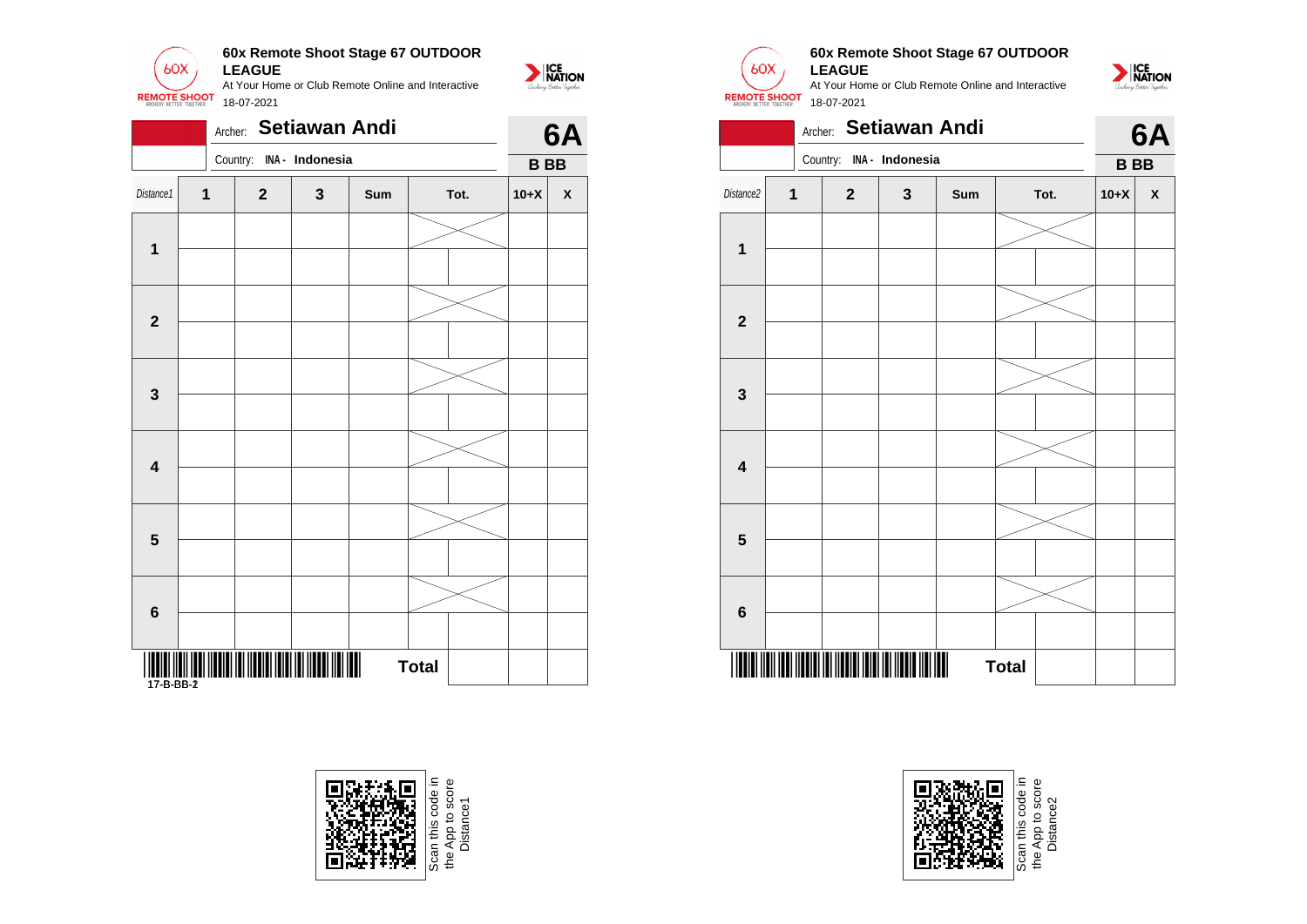**60x Remote Shoot Stage 67 OUTDOOR LEAGUE**

At Your Home or Club Remote Online and Interactive

18-07-2021

Archer: **Setiawan Andi**

Country: **INA - Indonesia**

**6A**

**B BB**

| Distance1 | 1 | 2 | 3 | Sum | Tot. | | 10+X | X |
|---|---|---|---|---|---|---|---|---|
| **1** | | | | | | | | |
| | | | | | | | | |
| **2** | | | | | | | | |
| | | | | | | | | |
| **3** | | | | | | | | |
| | | | | | | | | |
| **4** | | | | | | | | |
| | | | | | | | | |
| **5** | | | | | | | | |
| | | | | | | | | |
| **6** | | | | | | | | |
| | | | | | | | | |
| | | | | | **Total** | | | |

17-B-BB-2

Scan this code in the App to score Distance1

**60x Remote Shoot Stage 67 OUTDOOR LEAGUE**

At Your Home or Club Remote Online and Interactive

18-07-2021

Archer: **Setiawan Andi**

Country: **INA - Indonesia**

**6A**

**B BB**

| Distance2 | 1 | 2 | 3 | Sum | Tot. | | 10+X | X |
|---|---|---|---|---|---|---|---|---|
| **1** | | | | | | | | |
| | | | | | | | | |
| **2** | | | | | | | | |
| | | | | | | | | |
| **3** | | | | | | | | |
| | | | | | | | | |
| **4** | | | | | | | | |
| | | | | | | | | |
| **5** | | | | | | | | |
| | | | | | | | | |
| **6** | | | | | | | | |
| | | | | | | | | |
| | | | | | **Total** | | | |

Scan this code in the App to score Distance2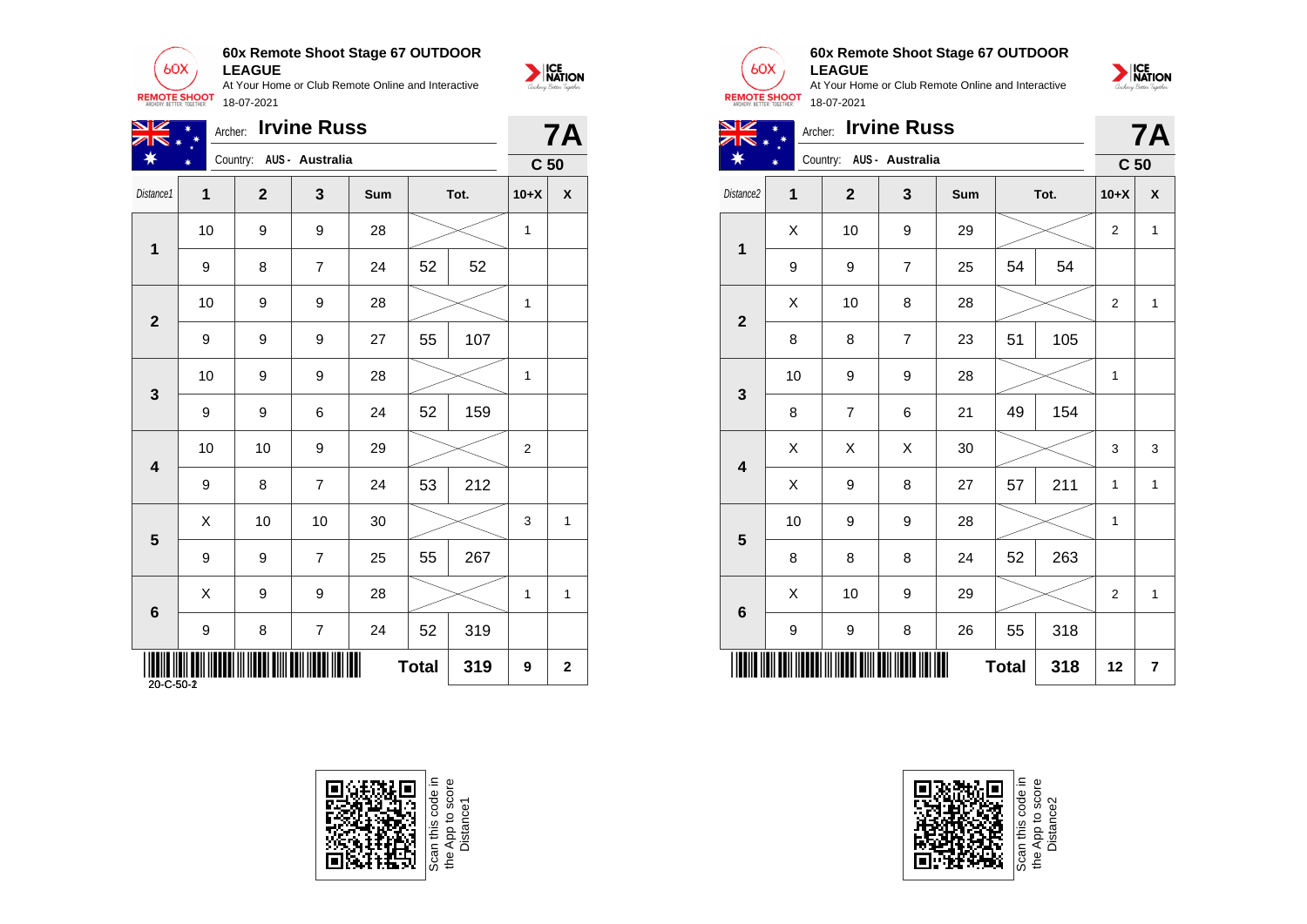## 60x Remote Shoot Stage 67 OUTDOOR LEAGUE

At Your Home or Club Remote Online and Interactive
18-07-2021

Archer: **Irvine Russ** — **7A**
Country: AUS - Australia — **C 50**

| Distance1 | 1 | 2 | 3 | Sum | Tot. | | 10+X | X |
|---|---|---|---|---|---|---|---|---|
| 1 | 10 | 9 | 9 | 28 | | | 1 | |
| | 9 | 8 | 7 | 24 | 52 | 52 | | |
| 2 | 10 | 9 | 9 | 28 | | | 1 | |
| | 9 | 9 | 9 | 27 | 55 | 107 | | |
| 3 | 10 | 9 | 9 | 28 | | | 1 | |
| | 9 | 9 | 6 | 24 | 52 | 159 | | |
| 4 | 10 | 10 | 9 | 29 | | | 2 | |
| | 9 | 8 | 7 | 24 | 53 | 212 | | |
| 5 | X | 10 | 10 | 30 | | | 3 | 1 |
| | 9 | 9 | 7 | 25 | 55 | 267 | | |
| 6 | X | 9 | 9 | 28 | | | 1 | 1 |
| | 9 | 8 | 7 | 24 | 52 | 319 | | |
| | | | | | **Total** | **319** | **9** | **2** |

20-C-50-2

## 60x Remote Shoot Stage 67 OUTDOOR LEAGUE

At Your Home or Club Remote Online and Interactive
18-07-2021

Archer: **Irvine Russ** — **7A**
Country: AUS - Australia — **C 50**

| Distance2 | 1 | 2 | 3 | Sum | Tot. | | 10+X | X |
|---|---|---|---|---|---|---|---|---|
| 1 | X | 10 | 9 | 29 | | | 2 | 1 |
| | 9 | 9 | 7 | 25 | 54 | 54 | | |
| 2 | X | 10 | 8 | 28 | | | 2 | 1 |
| | 8 | 8 | 7 | 23 | 51 | 105 | | |
| 3 | 10 | 9 | 9 | 28 | | | 1 | |
| | 8 | 7 | 6 | 21 | 49 | 154 | | |
| 4 | X | X | X | 30 | | | 3 | 3 |
| | X | 9 | 8 | 27 | 57 | 211 | 1 | 1 |
| 5 | 10 | 9 | 9 | 28 | | | 1 | |
| | 8 | 8 | 8 | 24 | 52 | 263 | | |
| 6 | X | 10 | 9 | 29 | | | 2 | 1 |
| | 9 | 9 | 8 | 26 | 55 | 318 | | |
| | | | | | **Total** | **318** | **12** | **7** |

Scan this code in the App to score Distance1

Scan this code in the App to score Distance2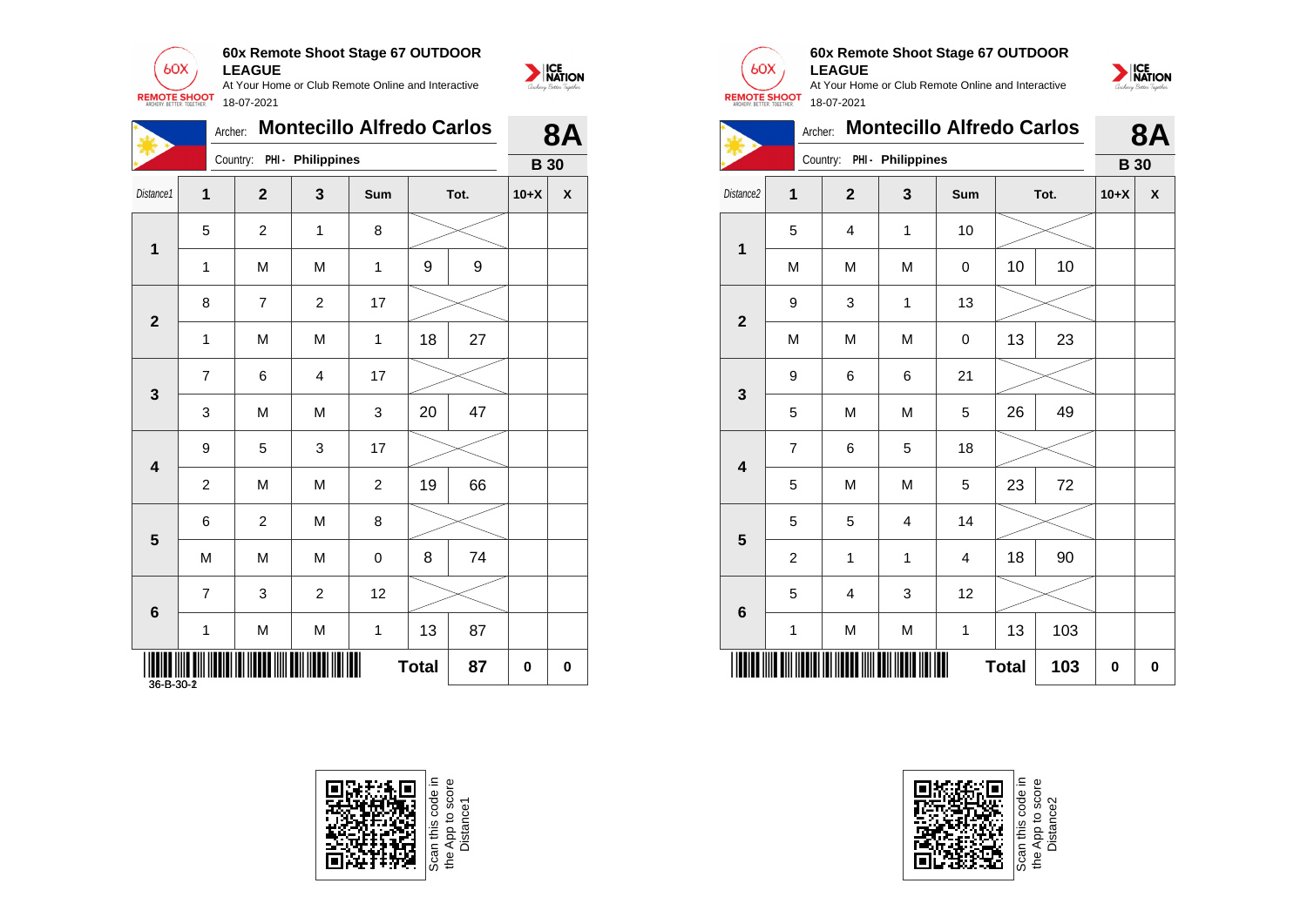**60x Remote Shoot Stage 67 OUTDOOR LEAGUE**

At Your Home or Club Remote Online and Interactive

18-07-2021

Archer: **Montecillo Alfredo Carlos** — **8A**

Country: PHI - Philippines — **B 30**

| Distance1 | 1 | 2 | 3 | Sum | Tot. | | 10+X | X |
|---|---|---|---|---|---|---|---|---|
| 1 | 5 | 2 | 1 | 8 | | | | |
| | 1 | M | M | 1 | 9 | 9 | | |
| 2 | 8 | 7 | 2 | 17 | | | | |
| | 1 | M | M | 1 | 18 | 27 | | |
| 3 | 7 | 6 | 4 | 17 | | | | |
| | 3 | M | M | 3 | 20 | 47 | | |
| 4 | 9 | 5 | 3 | 17 | | | | |
| | 2 | M | M | 2 | 19 | 66 | | |
| 5 | 6 | 2 | M | 8 | | | | |
| | M | M | M | 0 | 8 | 74 | | |
| 6 | 7 | 3 | 2 | 12 | | | | |
| | 1 | M | M | 1 | 13 | 87 | | |
| | | | | | Total | 87 | 0 | 0 |

36-B-30-2

Scan this code in the App to score Distance1

**60x Remote Shoot Stage 67 OUTDOOR LEAGUE**

At Your Home or Club Remote Online and Interactive

18-07-2021

Archer: **Montecillo Alfredo Carlos** — **8A**

Country: PHI - Philippines — **B 30**

| Distance2 | 1 | 2 | 3 | Sum | Tot. | | 10+X | X |
|---|---|---|---|---|---|---|---|---|
| 1 | 5 | 4 | 1 | 10 | | | | |
| | M | M | M | 0 | 10 | 10 | | |
| 2 | 9 | 3 | 1 | 13 | | | | |
| | M | M | M | 0 | 13 | 23 | | |
| 3 | 9 | 6 | 6 | 21 | | | | |
| | 5 | M | M | 5 | 26 | 49 | | |
| 4 | 7 | 6 | 5 | 18 | | | | |
| | 5 | M | M | 5 | 23 | 72 | | |
| 5 | 5 | 5 | 4 | 14 | | | | |
| | 2 | 1 | 1 | 4 | 18 | 90 | | |
| 6 | 5 | 4 | 3 | 12 | | | | |
| | 1 | M | M | 1 | 13 | 103 | | |
| | | | | | Total | 103 | 0 | 0 |

Scan this code in the App to score Distance2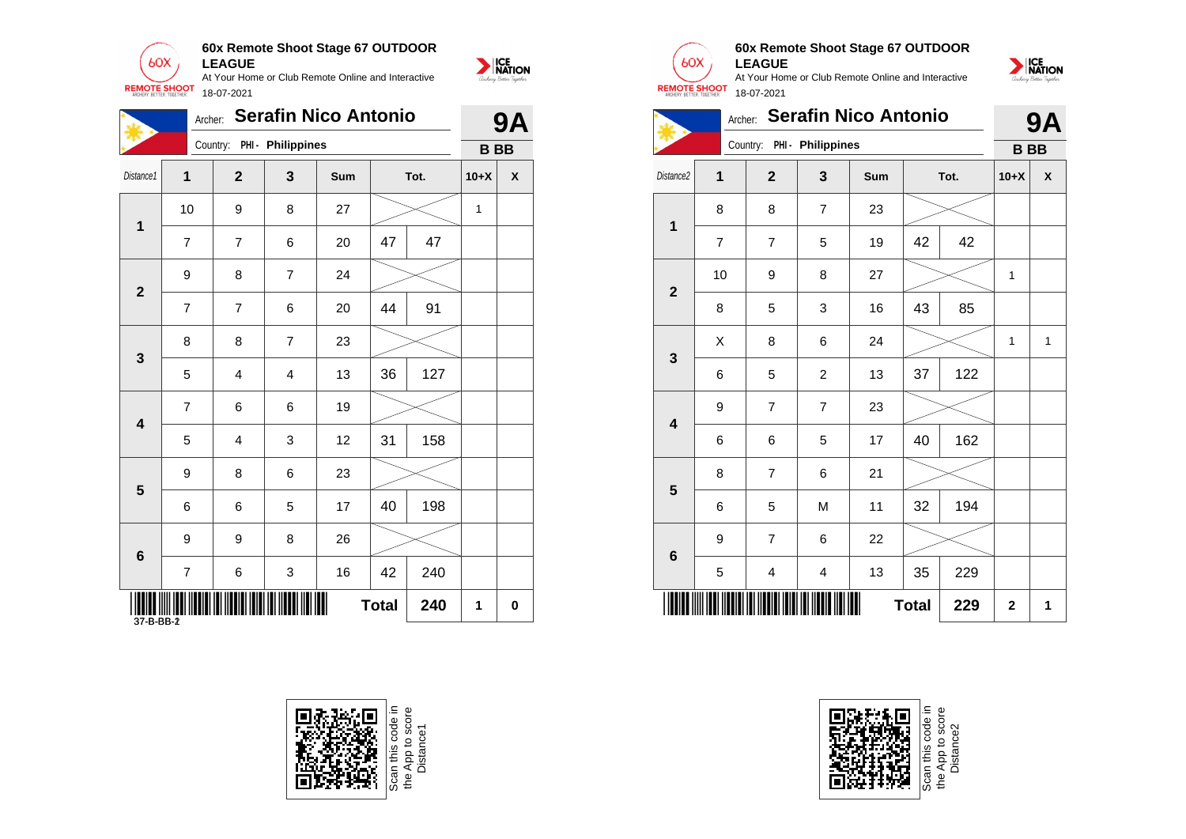**60x Remote Shoot Stage 67 OUTDOOR LEAGUE**
At Your Home or Club Remote Online and Interactive
18-07-2021

Archer: **Serafin Nico Antonio** — **9A**
Country: PHI - Philippines — **B BB**

| Distance1 | 1 | 2 | 3 | Sum | Tot. | | 10+X | X |
|---|---|---|---|---|---|---|---|---|
| 1 | 10 | 9 | 8 | 27 | | | 1 | |
| | 7 | 7 | 6 | 20 | 47 | 47 | | |
| 2 | 9 | 8 | 7 | 24 | | | | |
| | 7 | 7 | 6 | 20 | 44 | 91 | | |
| 3 | 8 | 8 | 7 | 23 | | | | |
| | 5 | 4 | 4 | 13 | 36 | 127 | | |
| 4 | 7 | 6 | 6 | 19 | | | | |
| | 5 | 4 | 3 | 12 | 31 | 158 | | |
| 5 | 9 | 8 | 6 | 23 | | | | |
| | 6 | 6 | 5 | 17 | 40 | 198 | | |
| 6 | 9 | 9 | 8 | 26 | | | | |
| | 7 | 6 | 3 | 16 | 42 | 240 | | |
| | | | | | **Total** | **240** | **1** | **0** |

37-B-BB-2

Scan this code in the App to score Distance1

**60x Remote Shoot Stage 67 OUTDOOR LEAGUE**
At Your Home or Club Remote Online and Interactive
18-07-2021

Archer: **Serafin Nico Antonio** — **9A**
Country: PHI - Philippines — **B BB**

| Distance2 | 1 | 2 | 3 | Sum | Tot. | | 10+X | X |
|---|---|---|---|---|---|---|---|---|
| 1 | 8 | 8 | 7 | 23 | | | | |
| | 7 | 7 | 5 | 19 | 42 | 42 | | |
| 2 | 10 | 9 | 8 | 27 | | | 1 | |
| | 8 | 5 | 3 | 16 | 43 | 85 | | |
| 3 | X | 8 | 6 | 24 | | | 1 | 1 |
| | 6 | 5 | 2 | 13 | 37 | 122 | | |
| 4 | 9 | 7 | 7 | 23 | | | | |
| | 6 | 6 | 5 | 17 | 40 | 162 | | |
| 5 | 8 | 7 | 6 | 21 | | | | |
| | 6 | 5 | M | 11 | 32 | 194 | | |
| 6 | 9 | 7 | 6 | 22 | | | | |
| | 5 | 4 | 4 | 13 | 35 | 229 | | |
| | | | | | **Total** | **229** | **2** | **1** |

Scan this code in the App to score Distance2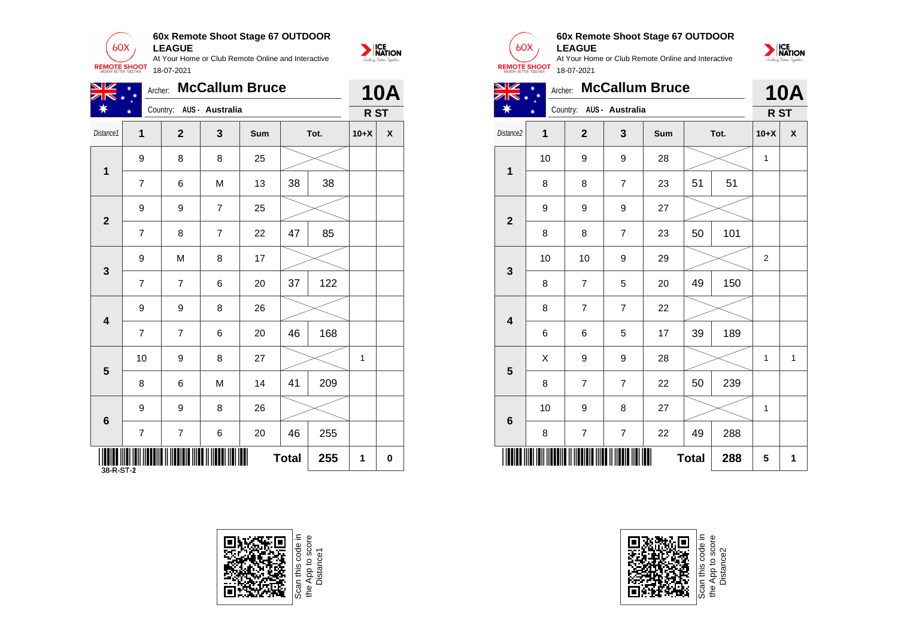**60x Remote Shoot Stage 67 OUTDOOR LEAGUE**
At Your Home or Club Remote Online and Interactive
18-07-2021

Archer: **McCallum Bruce** — **10A**
Country: AUS - Australia — **R ST**

| Distance1 | 1 | 2 | 3 | Sum | Tot. | | 10+X | X |
|---|---|---|---|---|---|---|---|---|
| 1 | 9 | 8 | 8 | 25 | | | | |
| | 7 | 6 | M | 13 | 38 | 38 | | |
| 2 | 9 | 9 | 7 | 25 | | | | |
| | 7 | 8 | 7 | 22 | 47 | 85 | | |
| 3 | 9 | M | 8 | 17 | | | | |
| | 7 | 7 | 6 | 20 | 37 | 122 | | |
| 4 | 9 | 9 | 8 | 26 | | | | |
| | 7 | 7 | 6 | 20 | 46 | 168 | | |
| 5 | 10 | 9 | 8 | 27 | | | 1 | |
| | 8 | 6 | M | 14 | 41 | 209 | | |
| 6 | 9 | 9 | 8 | 26 | | | | |
| | 7 | 7 | 6 | 20 | 46 | 255 | | |
| | | | | | **Total** | **255** | **1** | **0** |

38-R-ST-2

**60x Remote Shoot Stage 67 OUTDOOR LEAGUE**
At Your Home or Club Remote Online and Interactive
18-07-2021

Archer: **McCallum Bruce** — **10A**
Country: AUS - Australia — **R ST**

| Distance2 | 1 | 2 | 3 | Sum | Tot. | | 10+X | X |
|---|---|---|---|---|---|---|---|---|
| 1 | 10 | 9 | 9 | 28 | | | 1 | |
| | 8 | 8 | 7 | 23 | 51 | 51 | | |
| 2 | 9 | 9 | 9 | 27 | | | | |
| | 8 | 8 | 7 | 23 | 50 | 101 | | |
| 3 | 10 | 10 | 9 | 29 | | | 2 | |
| | 8 | 7 | 5 | 20 | 49 | 150 | | |
| 4 | 8 | 7 | 7 | 22 | | | | |
| | 6 | 6 | 5 | 17 | 39 | 189 | | |
| 5 | X | 9 | 9 | 28 | | | 1 | 1 |
| | 8 | 7 | 7 | 22 | 50 | 239 | | |
| 6 | 10 | 9 | 8 | 27 | | | 1 | |
| | 8 | 7 | 7 | 22 | 49 | 288 | | |
| | | | | | **Total** | **288** | **5** | **1** |

Scan this code in the App to score Distance1

Scan this code in the App to score Distance2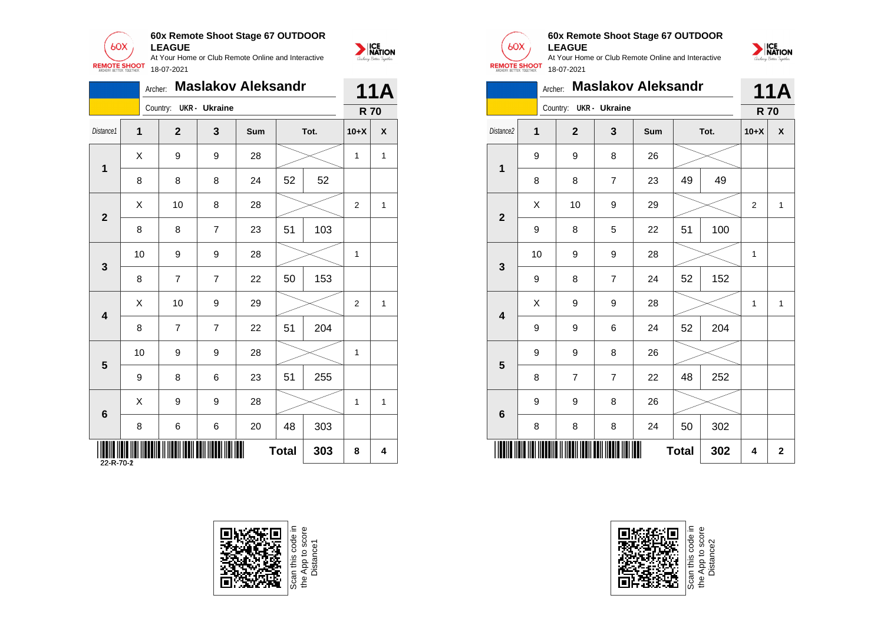60x Remote Shoot Stage 67 OUTDOOR LEAGUE

At Your Home or Club Remote Online and Interactive

18-07-2021

Archer: **Maslakov Aleksandr**

Country: UKR - Ukraine

**11A**

**R 70**

| Distance1 | 1 | 2 | 3 | Sum | Tot. | | 10+X | X |
|---|---|---|---|---|---|---|---|---|
| **1** | X | 9 | 9 | 28 | | | 1 | 1 |
| | 8 | 8 | 8 | 24 | 52 | 52 | | |
| **2** | X | 10 | 8 | 28 | | | 2 | 1 |
| | 8 | 8 | 7 | 23 | 51 | 103 | | |
| **3** | 10 | 9 | 9 | 28 | | | 1 | |
| | 8 | 7 | 7 | 22 | 50 | 153 | | |
| **4** | X | 10 | 9 | 29 | | | 2 | 1 |
| | 8 | 7 | 7 | 22 | 51 | 204 | | |
| **5** | 10 | 9 | 9 | 28 | | | 1 | |
| | 9 | 8 | 6 | 23 | 51 | 255 | | |
| **6** | X | 9 | 9 | 28 | | | 1 | 1 |
| | 8 | 6 | 6 | 20 | 48 | 303 | | |
| | | | | | **Total** | **303** | **8** | **4** |

22-R-70-2

Scan this code in the App to score Distance1

60x Remote Shoot Stage 67 OUTDOOR LEAGUE

At Your Home or Club Remote Online and Interactive

18-07-2021

Archer: **Maslakov Aleksandr**

Country: UKR - Ukraine

**11A**

**R 70**

| Distance2 | 1 | 2 | 3 | Sum | Tot. | | 10+X | X |
|---|---|---|---|---|---|---|---|---|
| **1** | 9 | 9 | 8 | 26 | | | | |
| | 8 | 8 | 7 | 23 | 49 | 49 | | |
| **2** | X | 10 | 9 | 29 | | | 2 | 1 |
| | 9 | 8 | 5 | 22 | 51 | 100 | | |
| **3** | 10 | 9 | 9 | 28 | | | 1 | |
| | 9 | 8 | 7 | 24 | 52 | 152 | | |
| **4** | X | 9 | 9 | 28 | | | 1 | 1 |
| | 9 | 9 | 6 | 24 | 52 | 204 | | |
| **5** | 9 | 9 | 8 | 26 | | | | |
| | 8 | 7 | 7 | 22 | 48 | 252 | | |
| **6** | 9 | 9 | 8 | 26 | | | | |
| | 8 | 8 | 8 | 24 | 50 | 302 | | |
| | | | | | **Total** | **302** | **4** | **2** |

Scan this code in the App to score Distance2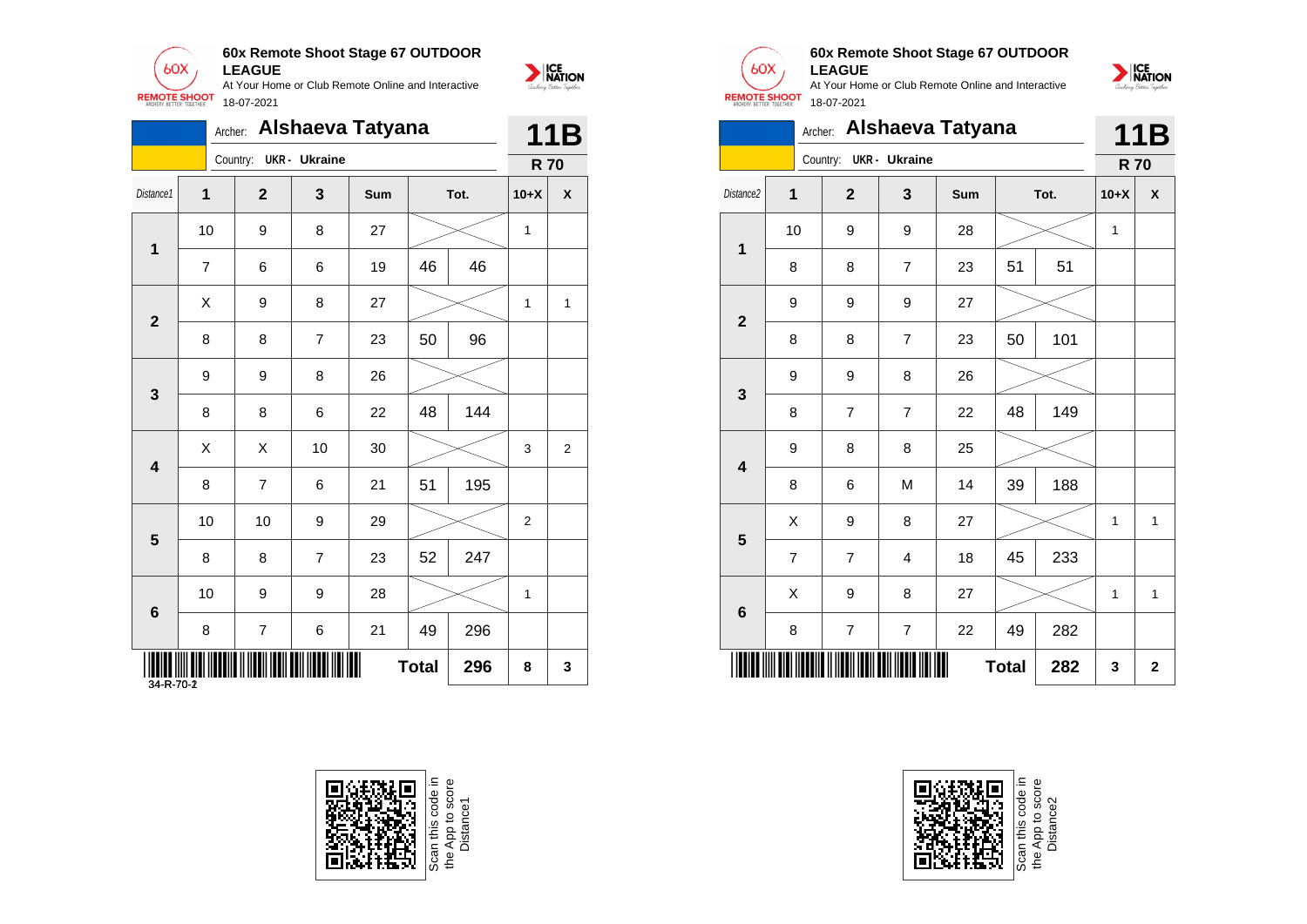## 60x Remote Shoot Stage 67 OUTDOOR LEAGUE

At Your Home or Club Remote Online and Interactive

18-07-2021

Archer: **Alshaeva Tatyana** — **11B**

Country: UKR - Ukraine — **R 70**

| Distance1 | 1 | 2 | 3 | Sum | Tot. | | 10+X | X |
|---|---|---|---|---|---|---|---|---|
| 1 | 10 | 9 | 8 | 27 | | | 1 | |
| | 7 | 6 | 6 | 19 | 46 | 46 | | |
| 2 | X | 9 | 8 | 27 | | | 1 | 1 |
| | 8 | 8 | 7 | 23 | 50 | 96 | | |
| 3 | 9 | 9 | 8 | 26 | | | | |
| | 8 | 8 | 6 | 22 | 48 | 144 | | |
| 4 | X | X | 10 | 30 | | | 3 | 2 |
| | 8 | 7 | 6 | 21 | 51 | 195 | | |
| 5 | 10 | 10 | 9 | 29 | | | 2 | |
| | 8 | 8 | 7 | 23 | 52 | 247 | | |
| 6 | 10 | 9 | 9 | 28 | | | 1 | |
| | 8 | 7 | 6 | 21 | 49 | 296 | | |
| | | | | | Total | 296 | 8 | 3 |

34-R-70-2

Scan this code in the App to score Distance1

## 60x Remote Shoot Stage 67 OUTDOOR LEAGUE

At Your Home or Club Remote Online and Interactive

18-07-2021

Archer: **Alshaeva Tatyana** — **11B**

Country: UKR - Ukraine — **R 70**

| Distance2 | 1 | 2 | 3 | Sum | Tot. | | 10+X | X |
|---|---|---|---|---|---|---|---|---|
| 1 | 10 | 9 | 9 | 28 | | | 1 | |
| | 8 | 8 | 7 | 23 | 51 | 51 | | |
| 2 | 9 | 9 | 9 | 27 | | | | |
| | 8 | 8 | 7 | 23 | 50 | 101 | | |
| 3 | 9 | 9 | 8 | 26 | | | | |
| | 8 | 7 | 7 | 22 | 48 | 149 | | |
| 4 | 9 | 8 | 8 | 25 | | | | |
| | 8 | 6 | M | 14 | 39 | 188 | | |
| 5 | X | 9 | 8 | 27 | | | 1 | 1 |
| | 7 | 7 | 4 | 18 | 45 | 233 | | |
| 6 | X | 9 | 8 | 27 | | | 1 | 1 |
| | 8 | 7 | 7 | 22 | 49 | 282 | | |
| | | | | | Total | 282 | 3 | 2 |

Scan this code in the App to score Distance2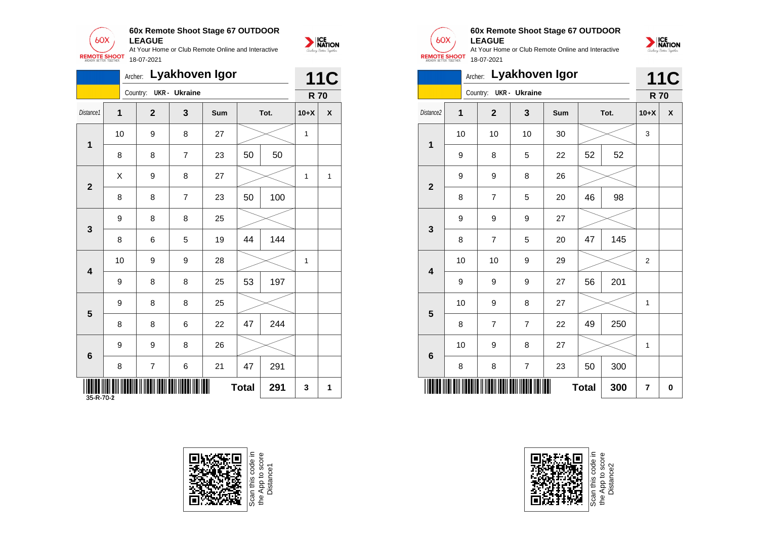## 60x Remote Shoot Stage 67 OUTDOOR LEAGUE

At Your Home or Club Remote Online and Interactive

18-07-2021

Archer: **Lyakhoven Igor** — **11C**

Country: UKR - Ukraine — **R 70**

| Distance1 | 1 | 2 | 3 | Sum | Tot. | | 10+X | X |
|---|---|---|---|---|---|---|---|---|
| 1 | 10 | 9 | 8 | 27 | | | 1 | |
| | 8 | 8 | 7 | 23 | 50 | 50 | | |
| 2 | X | 9 | 8 | 27 | | | 1 | 1 |
| | 8 | 8 | 7 | 23 | 50 | 100 | | |
| 3 | 9 | 8 | 8 | 25 | | | | |
| | 8 | 6 | 5 | 19 | 44 | 144 | | |
| 4 | 10 | 9 | 9 | 28 | | | 1 | |
| | 9 | 8 | 8 | 25 | 53 | 197 | | |
| 5 | 9 | 8 | 8 | 25 | | | | |
| | 8 | 8 | 6 | 22 | 47 | 244 | | |
| 6 | 9 | 9 | 8 | 26 | | | | |
| | 8 | 7 | 6 | 21 | 47 | 291 | | |
| | | | | | Total | 291 | 3 | 1 |

35-R-70-2

Scan this code in the App to score Distance1

## 60x Remote Shoot Stage 67 OUTDOOR LEAGUE

At Your Home or Club Remote Online and Interactive

18-07-2021

Archer: **Lyakhoven Igor** — **11C**

Country: UKR - Ukraine — **R 70**

| Distance2 | 1 | 2 | 3 | Sum | Tot. | | 10+X | X |
|---|---|---|---|---|---|---|---|---|
| 1 | 10 | 10 | 10 | 30 | | | 3 | |
| | 9 | 8 | 5 | 22 | 52 | 52 | | |
| 2 | 9 | 9 | 8 | 26 | | | | |
| | 8 | 7 | 5 | 20 | 46 | 98 | | |
| 3 | 9 | 9 | 9 | 27 | | | | |
| | 8 | 7 | 5 | 20 | 47 | 145 | | |
| 4 | 10 | 10 | 9 | 29 | | | 2 | |
| | 9 | 9 | 9 | 27 | 56 | 201 | | |
| 5 | 10 | 9 | 8 | 27 | | | 1 | |
| | 8 | 7 | 7 | 22 | 49 | 250 | | |
| 6 | 10 | 9 | 8 | 27 | | | 1 | |
| | 8 | 8 | 7 | 23 | 50 | 300 | | |
| | | | | | Total | 300 | 7 | 0 |

Scan this code in the App to score Distance2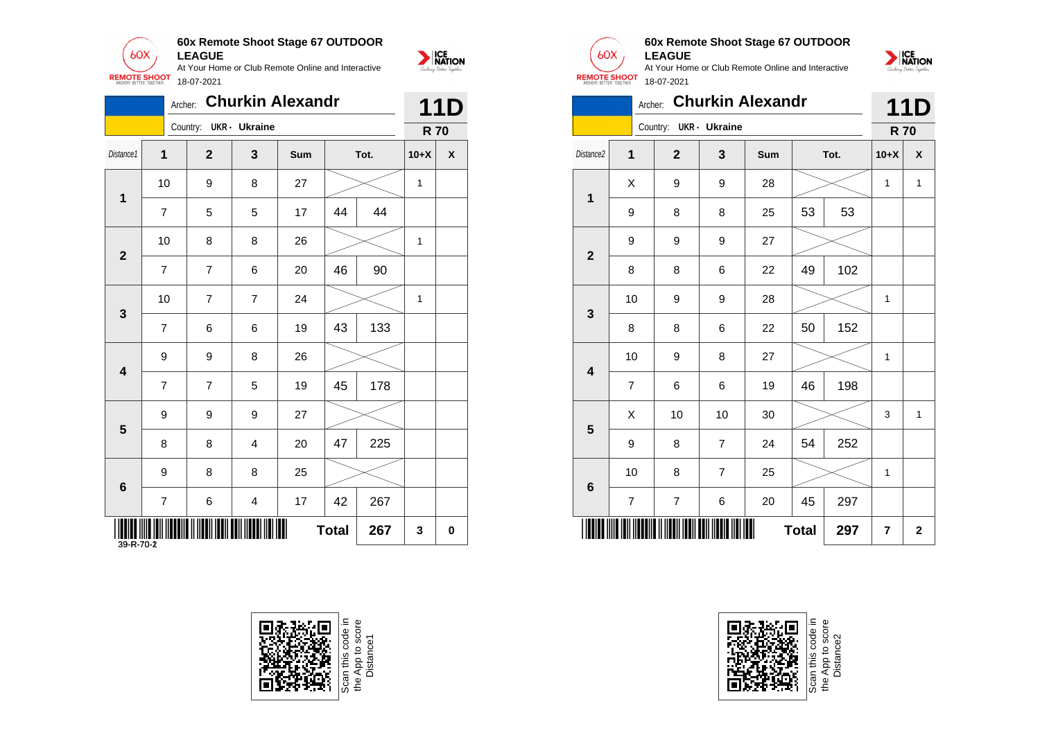**60x Remote Shoot Stage 67 OUTDOOR LEAGUE**
At Your Home or Club Remote Online and Interactive
18-07-2021

Archer: **Churkin Alexandr**
Country: UKR - Ukraine

**11D**
**R 70**

| Distance1 | 1 | 2 | 3 | Sum | Tot. | | 10+X | X |
|---|---|---|---|---|---|---|---|---|
| 1 | 10 | 9 | 8 | 27 | | | 1 | |
| | 7 | 5 | 5 | 17 | 44 | 44 | | |
| 2 | 10 | 8 | 8 | 26 | | | 1 | |
| | 7 | 7 | 6 | 20 | 46 | 90 | | |
| 3 | 10 | 7 | 7 | 24 | | | 1 | |
| | 7 | 6 | 6 | 19 | 43 | 133 | | |
| 4 | 9 | 9 | 8 | 26 | | | | |
| | 7 | 7 | 5 | 19 | 45 | 178 | | |
| 5 | 9 | 9 | 9 | 27 | | | | |
| | 8 | 8 | 4 | 20 | 47 | 225 | | |
| 6 | 9 | 8 | 8 | 25 | | | | |
| | 7 | 6 | 4 | 17 | 42 | 267 | | |
| | | | | | **Total** | **267** | **3** | **0** |

39-R-70-2

Scan this code in the App to score Distance1

**60x Remote Shoot Stage 67 OUTDOOR LEAGUE**
At Your Home or Club Remote Online and Interactive
18-07-2021

Archer: **Churkin Alexandr**
Country: UKR - Ukraine

**11D**
**R 70**

| Distance2 | 1 | 2 | 3 | Sum | Tot. | | 10+X | X |
|---|---|---|---|---|---|---|---|---|
| 1 | X | 9 | 9 | 28 | | | 1 | 1 |
| | 9 | 8 | 8 | 25 | 53 | 53 | | |
| 2 | 9 | 9 | 9 | 27 | | | | |
| | 8 | 8 | 6 | 22 | 49 | 102 | | |
| 3 | 10 | 9 | 9 | 28 | | | 1 | |
| | 8 | 8 | 6 | 22 | 50 | 152 | | |
| 4 | 10 | 9 | 8 | 27 | | | 1 | |
| | 7 | 6 | 6 | 19 | 46 | 198 | | |
| 5 | X | 10 | 10 | 30 | | | 3 | 1 |
| | 9 | 8 | 7 | 24 | 54 | 252 | | |
| 6 | 10 | 8 | 7 | 25 | | | 1 | |
| | 7 | 7 | 6 | 20 | 45 | 297 | | |
| | | | | | **Total** | **297** | **7** | **2** |

Scan this code in the App to score Distance2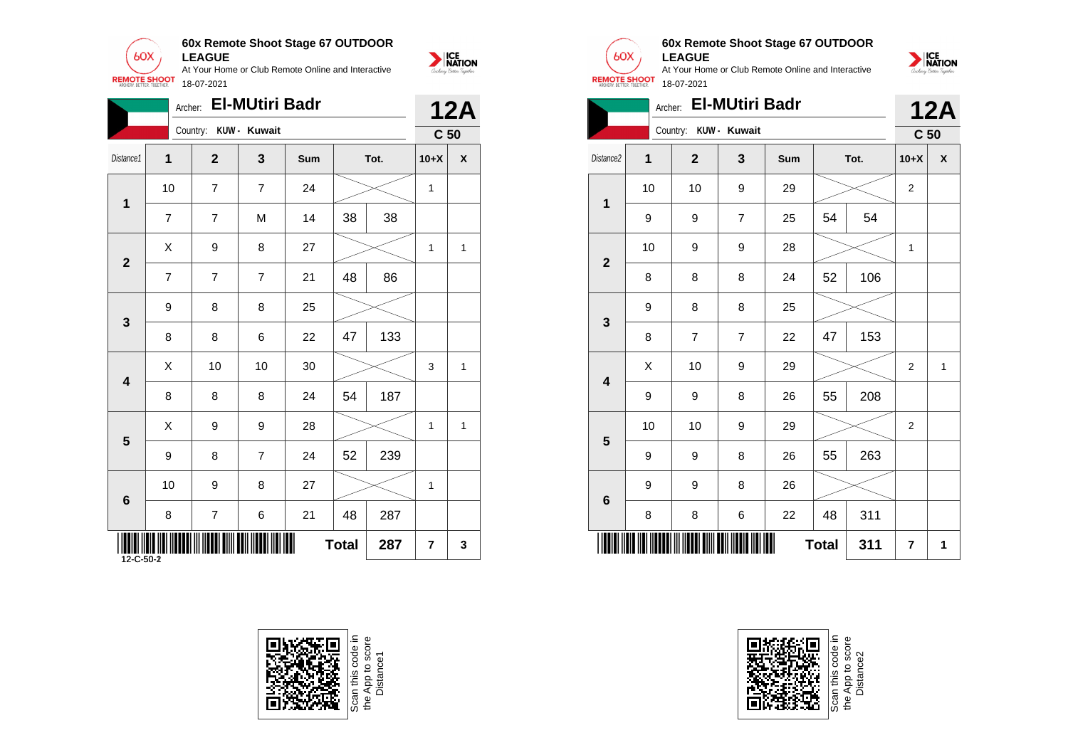## 60x Remote Shoot Stage 67 OUTDOOR LEAGUE

At Your Home or Club Remote Online and Interactive

18-07-2021

Archer: **El-MUtiri Badr**

Country: **KUW - Kuwait**

**12A**

**C 50**

| Distance1 | 1 | 2 | 3 | Sum | Tot. | | 10+X | X |
|---|---|---|---|---|---|---|---|---|
| 1 | 10 | 7 | 7 | 24 | | | 1 | |
| | 7 | 7 | M | 14 | 38 | 38 | | |
| 2 | X | 9 | 8 | 27 | | | 1 | 1 |
| | 7 | 7 | 7 | 21 | 48 | 86 | | |
| 3 | 9 | 8 | 8 | 25 | | | | |
| | 8 | 8 | 6 | 22 | 47 | 133 | | |
| 4 | X | 10 | 10 | 30 | | | 3 | 1 |
| | 8 | 8 | 8 | 24 | 54 | 187 | | |
| 5 | X | 9 | 9 | 28 | | | 1 | 1 |
| | 9 | 8 | 7 | 24 | 52 | 239 | | |
| 6 | 10 | 9 | 8 | 27 | | | 1 | |
| | 8 | 7 | 6 | 21 | 48 | 287 | | |
| | | | | | **Total** | **287** | **7** | **3** |

12-C-50-2

Scan this code in the App to score Distance1

## 60x Remote Shoot Stage 67 OUTDOOR LEAGUE

At Your Home or Club Remote Online and Interactive

18-07-2021

Archer: **El-MUtiri Badr**

Country: **KUW - Kuwait**

**12A**

**C 50**

| Distance2 | 1 | 2 | 3 | Sum | Tot. | | 10+X | X |
|---|---|---|---|---|---|---|---|---|
| 1 | 10 | 10 | 9 | 29 | | | 2 | |
| | 9 | 9 | 7 | 25 | 54 | 54 | | |
| 2 | 10 | 9 | 9 | 28 | | | 1 | |
| | 8 | 8 | 8 | 24 | 52 | 106 | | |
| 3 | 9 | 8 | 8 | 25 | | | | |
| | 8 | 7 | 7 | 22 | 47 | 153 | | |
| 4 | X | 10 | 9 | 29 | | | 2 | 1 |
| | 9 | 9 | 8 | 26 | 55 | 208 | | |
| 5 | 10 | 10 | 9 | 29 | | | 2 | |
| | 9 | 9 | 8 | 26 | 55 | 263 | | |
| 6 | 9 | 9 | 8 | 26 | | | | |
| | 8 | 8 | 6 | 22 | 48 | 311 | | |
| | | | | | **Total** | **311** | **7** | **1** |

Scan this code in the App to score Distance2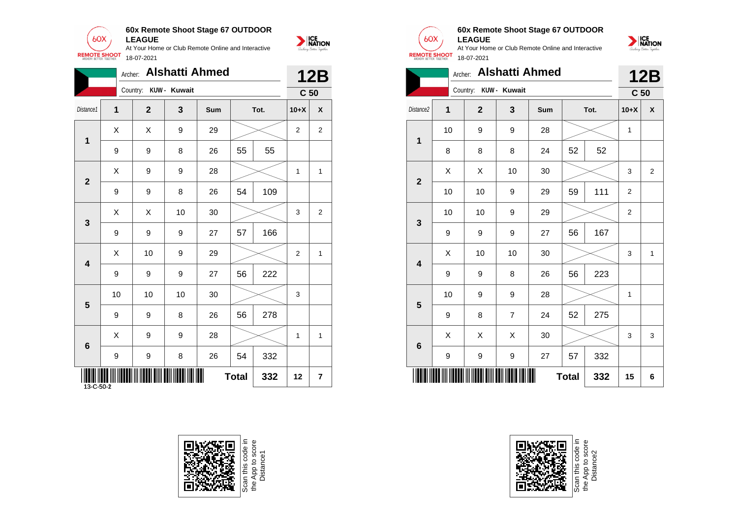## 60x Remote Shoot Stage 67 OUTDOOR LEAGUE

At Your Home or Club Remote Online and Interactive

18-07-2021

Archer: **Alshatti Ahmed**

Country: **KUW - Kuwait**

**12B**

**C 50**

| Distance1 | 1 | 2 | 3 | Sum | Tot. | | 10+X | X |
|---|---|---|---|---|---|---|---|---|
| 1 | X | X | 9 | 29 | | | 2 | 2 |
| | 9 | 9 | 8 | 26 | 55 | 55 | | |
| 2 | X | 9 | 9 | 28 | | | 1 | 1 |
| | 9 | 9 | 8 | 26 | 54 | 109 | | |
| 3 | X | X | 10 | 30 | | | 3 | 2 |
| | 9 | 9 | 9 | 27 | 57 | 166 | | |
| 4 | X | 10 | 9 | 29 | | | 2 | 1 |
| | 9 | 9 | 9 | 27 | 56 | 222 | | |
| 5 | 10 | 10 | 10 | 30 | | | 3 | |
| | 9 | 9 | 8 | 26 | 56 | 278 | | |
| 6 | X | 9 | 9 | 28 | | | 1 | 1 |
| | 9 | 9 | 8 | 26 | 54 | 332 | | |
| | | | | | **Total** | **332** | **12** | **7** |

13-C-50-2

Scan this code in the App to score Distance1

## 60x Remote Shoot Stage 67 OUTDOOR LEAGUE

At Your Home or Club Remote Online and Interactive

18-07-2021

Archer: **Alshatti Ahmed**

Country: **KUW - Kuwait**

**12B**

**C 50**

| Distance2 | 1 | 2 | 3 | Sum | Tot. | | 10+X | X |
|---|---|---|---|---|---|---|---|---|
| 1 | 10 | 9 | 9 | 28 | | | 1 | |
| | 8 | 8 | 8 | 24 | 52 | 52 | | |
| 2 | X | X | 10 | 30 | | | 3 | 2 |
| | 10 | 10 | 9 | 29 | 59 | 111 | 2 | |
| 3 | 10 | 10 | 9 | 29 | | | 2 | |
| | 9 | 9 | 9 | 27 | 56 | 167 | | |
| 4 | X | 10 | 10 | 30 | | | 3 | 1 |
| | 9 | 9 | 8 | 26 | 56 | 223 | | |
| 5 | 10 | 9 | 9 | 28 | | | 1 | |
| | 9 | 8 | 7 | 24 | 52 | 275 | | |
| 6 | X | X | X | 30 | | | 3 | 3 |
| | 9 | 9 | 9 | 27 | 57 | 332 | | |
| | | | | | **Total** | **332** | **15** | **6** |

Scan this code in the App to score Distance2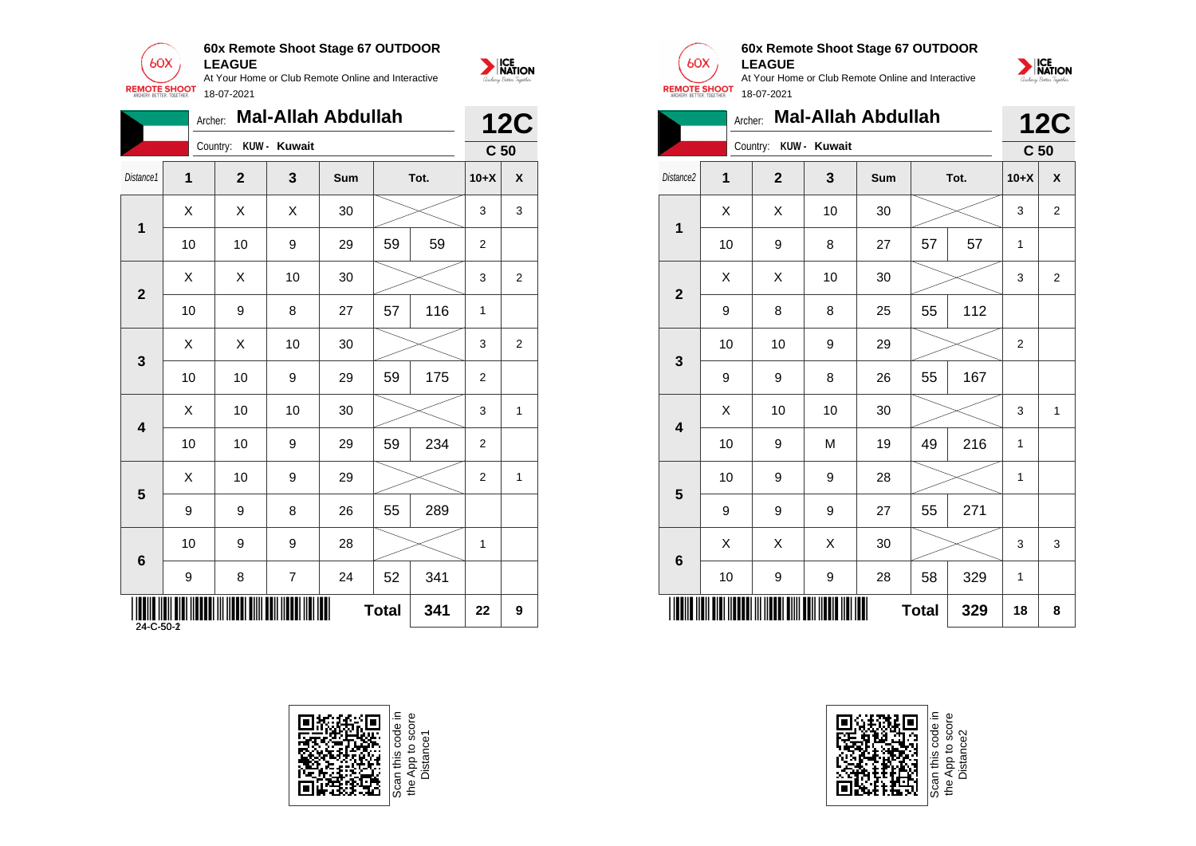## 60x Remote Shoot Stage 67 OUTDOOR LEAGUE

At Your Home or Club Remote Online and Interactive

18-07-2021

Archer: **Mal-Allah Abdullah**

Country: **KUW - Kuwait**

**12C**

**C 50**

| Distance1 | 1 | 2 | 3 | Sum | Tot. | | 10+X | X |
|---|---|---|---|---|---|---|---|---|
| 1 | X | X | X | 30 | | | 3 | 3 |
| | 10 | 10 | 9 | 29 | 59 | 59 | 2 | |
| 2 | X | X | 10 | 30 | | | 3 | 2 |
| | 10 | 9 | 8 | 27 | 57 | 116 | 1 | |
| 3 | X | X | 10 | 30 | | | 3 | 2 |
| | 10 | 10 | 9 | 29 | 59 | 175 | 2 | |
| 4 | X | 10 | 10 | 30 | | | 3 | 1 |
| | 10 | 10 | 9 | 29 | 59 | 234 | 2 | |
| 5 | X | 10 | 9 | 29 | | | 2 | 1 |
| | 9 | 9 | 8 | 26 | 55 | 289 | | |
| 6 | 10 | 9 | 9 | 28 | | | 1 | |
| | 9 | 8 | 7 | 24 | 52 | 341 | | |
| | | | | | **Total** | **341** | **22** | **9** |

24-C-50-2

Scan this code in the App to score Distance1

## 60x Remote Shoot Stage 67 OUTDOOR LEAGUE

At Your Home or Club Remote Online and Interactive

18-07-2021

Archer: **Mal-Allah Abdullah**

Country: **KUW - Kuwait**

**12C**

**C 50**

| Distance2 | 1 | 2 | 3 | Sum | Tot. | | 10+X | X |
|---|---|---|---|---|---|---|---|---|
| 1 | X | X | 10 | 30 | | | 3 | 2 |
| | 10 | 9 | 8 | 27 | 57 | 57 | 1 | |
| 2 | X | X | 10 | 30 | | | 3 | 2 |
| | 9 | 8 | 8 | 25 | 55 | 112 | | |
| 3 | 10 | 10 | 9 | 29 | | | 2 | |
| | 9 | 9 | 8 | 26 | 55 | 167 | | |
| 4 | X | 10 | 10 | 30 | | | 3 | 1 |
| | 10 | 9 | M | 19 | 49 | 216 | 1 | |
| 5 | 10 | 9 | 9 | 28 | | | 1 | |
| | 9 | 9 | 9 | 27 | 55 | 271 | | |
| 6 | X | X | X | 30 | | | 3 | 3 |
| | 10 | 9 | 9 | 28 | 58 | 329 | 1 | |
| | | | | | **Total** | **329** | **18** | **8** |

Scan this code in the App to score Distance2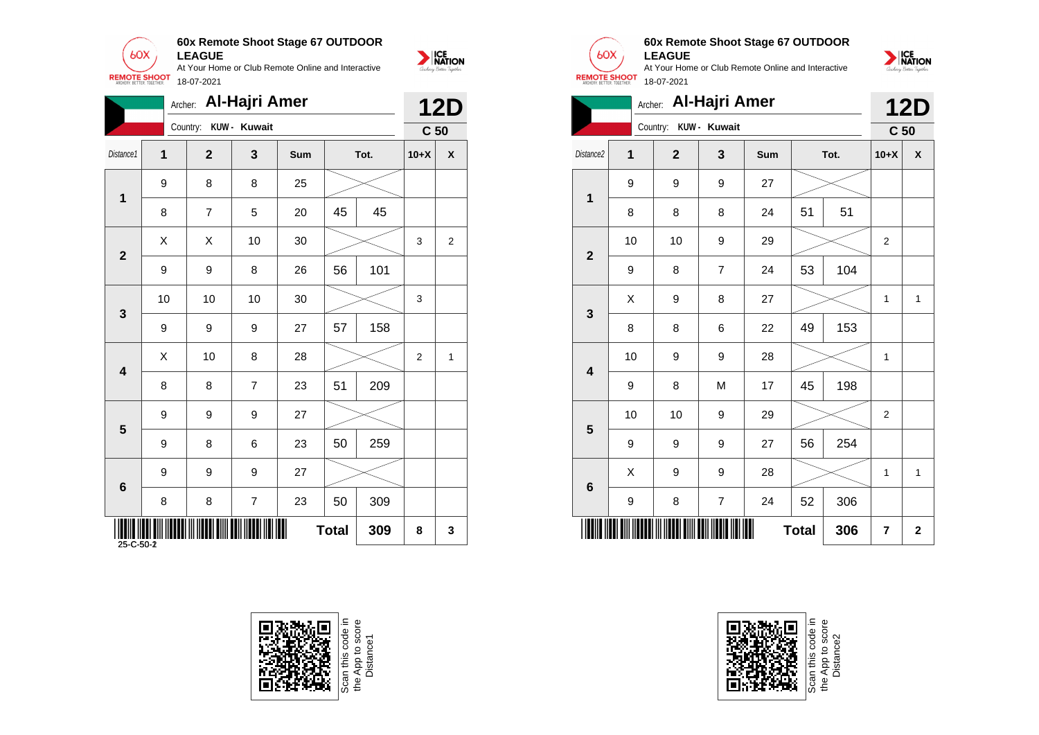**60x Remote Shoot Stage 67 OUTDOOR LEAGUE**

At Your Home or Club Remote Online and Interactive

18-07-2021

Archer: **Al-Hajri Amer**

Country: **KUW - Kuwait**

**12D**

**C 50**

| Distance1 | 1 | 2 | 3 | Sum | Tot. | | 10+X | X |
|---|---|---|---|---|---|---|---|---|
| **1** | 9 | 8 | 8 | 25 | | | | |
| | 8 | 7 | 5 | 20 | 45 | 45 | | |
| **2** | X | X | 10 | 30 | | | 3 | 2 |
| | 9 | 9 | 8 | 26 | 56 | 101 | | |
| **3** | 10 | 10 | 10 | 30 | | | 3 | |
| | 9 | 9 | 9 | 27 | 57 | 158 | | |
| **4** | X | 10 | 8 | 28 | | | 2 | 1 |
| | 8 | 8 | 7 | 23 | 51 | 209 | | |
| **5** | 9 | 9 | 9 | 27 | | | | |
| | 9 | 8 | 6 | 23 | 50 | 259 | | |
| **6** | 9 | 9 | 9 | 27 | | | | |
| | 8 | 8 | 7 | 23 | 50 | 309 | | |
| | | | | | **Total** | **309** | **8** | **3** |

25-C-50-2

Scan this code in the App to score Distance1

**60x Remote Shoot Stage 67 OUTDOOR LEAGUE**

At Your Home or Club Remote Online and Interactive

18-07-2021

Archer: **Al-Hajri Amer**

Country: **KUW - Kuwait**

**12D**

**C 50**

| Distance2 | 1 | 2 | 3 | Sum | Tot. | | 10+X | X |
|---|---|---|---|---|---|---|---|---|
| **1** | 9 | 9 | 9 | 27 | | | | |
| | 8 | 8 | 8 | 24 | 51 | 51 | | |
| **2** | 10 | 10 | 9 | 29 | | | 2 | |
| | 9 | 8 | 7 | 24 | 53 | 104 | | |
| **3** | X | 9 | 8 | 27 | | | 1 | 1 |
| | 8 | 8 | 6 | 22 | 49 | 153 | | |
| **4** | 10 | 9 | 9 | 28 | | | 1 | |
| | 9 | 8 | M | 17 | 45 | 198 | | |
| **5** | 10 | 10 | 9 | 29 | | | 2 | |
| | 9 | 9 | 9 | 27 | 56 | 254 | | |
| **6** | X | 9 | 9 | 28 | | | 1 | 1 |
| | 9 | 8 | 7 | 24 | 52 | 306 | | |
| | | | | | **Total** | **306** | **7** | **2** |

Scan this code in the App to score Distance2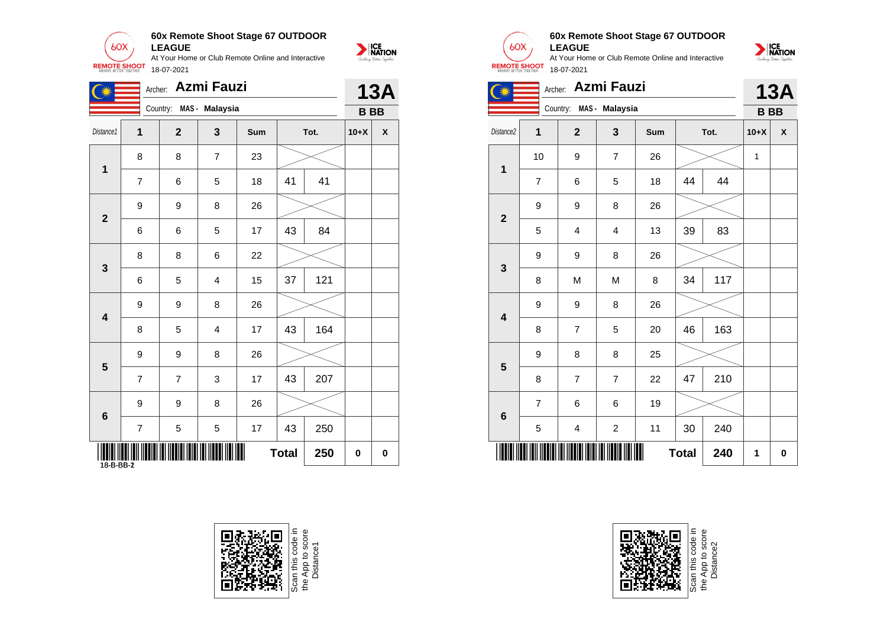## 60x Remote Shoot Stage 67 OUTDOOR LEAGUE

At Your Home or Club Remote Online and Interactive

18-07-2021

Archer: **Azmi Fauzi** — **13A**

Country: MAS - Malaysia — **B BB**

| Distance1 | 1 | 2 | 3 | Sum | Tot. | | 10+X | X |
|---|---|---|---|---|---|---|---|---|
| 1 | 8 | 8 | 7 | 23 | | | | |
| | 7 | 6 | 5 | 18 | 41 | 41 | | |
| 2 | 9 | 9 | 8 | 26 | | | | |
| | 6 | 6 | 5 | 17 | 43 | 84 | | |
| 3 | 8 | 8 | 6 | 22 | | | | |
| | 6 | 5 | 4 | 15 | 37 | 121 | | |
| 4 | 9 | 9 | 8 | 26 | | | | |
| | 8 | 5 | 4 | 17 | 43 | 164 | | |
| 5 | 9 | 9 | 8 | 26 | | | | |
| | 7 | 7 | 3 | 17 | 43 | 207 | | |
| 6 | 9 | 9 | 8 | 26 | | | | |
| | 7 | 5 | 5 | 17 | 43 | 250 | | |
| | | | | | Total | 250 | 0 | 0 |

18-B-BB-2

Scan this code in the App to score Distance1

## 60x Remote Shoot Stage 67 OUTDOOR LEAGUE

At Your Home or Club Remote Online and Interactive

18-07-2021

Archer: **Azmi Fauzi** — **13A**

Country: MAS - Malaysia — **B BB**

| Distance2 | 1 | 2 | 3 | Sum | Tot. | | 10+X | X |
|---|---|---|---|---|---|---|---|---|
| 1 | 10 | 9 | 7 | 26 | | | 1 | |
| | 7 | 6 | 5 | 18 | 44 | 44 | | |
| 2 | 9 | 9 | 8 | 26 | | | | |
| | 5 | 4 | 4 | 13 | 39 | 83 | | |
| 3 | 9 | 9 | 8 | 26 | | | | |
| | 8 | M | M | 8 | 34 | 117 | | |
| 4 | 9 | 9 | 8 | 26 | | | | |
| | 8 | 7 | 5 | 20 | 46 | 163 | | |
| 5 | 9 | 8 | 8 | 25 | | | | |
| | 8 | 7 | 7 | 22 | 47 | 210 | | |
| 6 | 7 | 6 | 6 | 19 | | | | |
| | 5 | 4 | 2 | 11 | 30 | 240 | | |
| | | | | | Total | 240 | 1 | 0 |

Scan this code in the App to score Distance2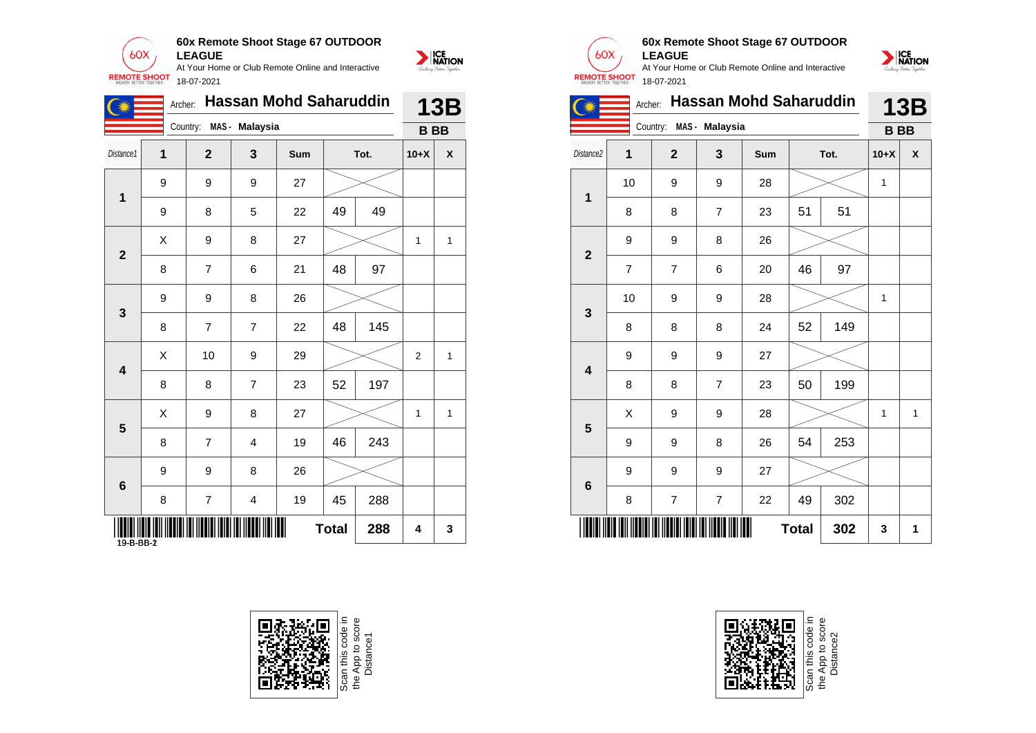## 60x Remote Shoot Stage 67 OUTDOOR LEAGUE

At Your Home or Club Remote Online and Interactive

18-07-2021

Archer: **Hassan Mohd Saharuddin** — **13B**

Country: MAS - Malaysia — **B BB**

| Distance1 | 1 | 2 | 3 | Sum | Tot. | | 10+X | X |
|---|---|---|---|---|---|---|---|---|
| 1 | 9 | 9 | 9 | 27 | | | | |
| | 9 | 8 | 5 | 22 | 49 | 49 | | |
| 2 | X | 9 | 8 | 27 | | | 1 | 1 |
| | 8 | 7 | 6 | 21 | 48 | 97 | | |
| 3 | 9 | 9 | 8 | 26 | | | | |
| | 8 | 7 | 7 | 22 | 48 | 145 | | |
| 4 | X | 10 | 9 | 29 | | | 2 | 1 |
| | 8 | 8 | 7 | 23 | 52 | 197 | | |
| 5 | X | 9 | 8 | 27 | | | 1 | 1 |
| | 8 | 7 | 4 | 19 | 46 | 243 | | |
| 6 | 9 | 9 | 8 | 26 | | | | |
| | 8 | 7 | 4 | 19 | 45 | 288 | | |
| | | | | | Total | 288 | 4 | 3 |

19-B-BB-2

Scan this code in the App to score Distance1

## 60x Remote Shoot Stage 67 OUTDOOR LEAGUE

At Your Home or Club Remote Online and Interactive

18-07-2021

Archer: **Hassan Mohd Saharuddin** — **13B**

Country: MAS - Malaysia — **B BB**

| Distance2 | 1 | 2 | 3 | Sum | Tot. | | 10+X | X |
|---|---|---|---|---|---|---|---|---|
| 1 | 10 | 9 | 9 | 28 | | | 1 | |
| | 8 | 8 | 7 | 23 | 51 | 51 | | |
| 2 | 9 | 9 | 8 | 26 | | | | |
| | 7 | 7 | 6 | 20 | 46 | 97 | | |
| 3 | 10 | 9 | 9 | 28 | | | 1 | |
| | 8 | 8 | 8 | 24 | 52 | 149 | | |
| 4 | 9 | 9 | 9 | 27 | | | | |
| | 8 | 8 | 7 | 23 | 50 | 199 | | |
| 5 | X | 9 | 9 | 28 | | | 1 | 1 |
| | 9 | 9 | 8 | 26 | 54 | 253 | | |
| 6 | 9 | 9 | 9 | 27 | | | | |
| | 8 | 7 | 7 | 22 | 49 | 302 | | |
| | | | | | Total | 302 | 3 | 1 |

Scan this code in the App to score Distance2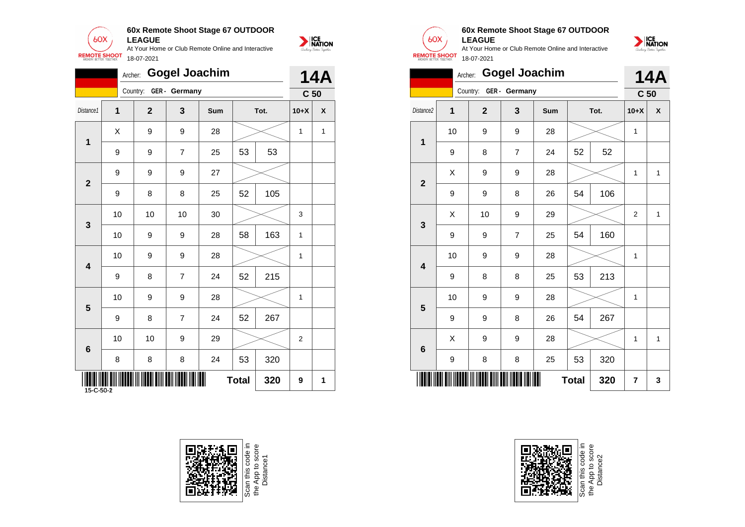## 60x Remote Shoot Stage 67 OUTDOOR LEAGUE

At Your Home or Club Remote Online and Interactive

18-07-2021

Archer: **Gogel Joachim** — **14A**

Country: GER - Germany — **C 50**

| Distance1 | 1 | 2 | 3 | Sum | | Tot. | 10+X | X |
|---|---|---|---|---|---|---|---|---|
| 1 | X | 9 | 9 | 28 | | | 1 | 1 |
| | 9 | 9 | 7 | 25 | 53 | 53 | | |
| 2 | 9 | 9 | 9 | 27 | | | | |
| | 9 | 8 | 8 | 25 | 52 | 105 | | |
| 3 | 10 | 10 | 10 | 30 | | | 3 | |
| | 10 | 9 | 9 | 28 | 58 | 163 | 1 | |
| 4 | 10 | 9 | 9 | 28 | | | 1 | |
| | 9 | 8 | 7 | 24 | 52 | 215 | | |
| 5 | 10 | 9 | 9 | 28 | | | 1 | |
| | 9 | 8 | 7 | 24 | 52 | 267 | | |
| 6 | 10 | 10 | 9 | 29 | | | 2 | |
| | 8 | 8 | 8 | 24 | 53 | 320 | | |
| | | | | | Total | 320 | 9 | 1 |

15-C-50-2

Scan this code in the App to score Distance1

## 60x Remote Shoot Stage 67 OUTDOOR LEAGUE

At Your Home or Club Remote Online and Interactive

18-07-2021

Archer: **Gogel Joachim** — **14A**

Country: GER - Germany — **C 50**

| Distance2 | 1 | 2 | 3 | Sum | | Tot. | 10+X | X |
|---|---|---|---|---|---|---|---|---|
| 1 | 10 | 9 | 9 | 28 | | | 1 | |
| | 9 | 8 | 7 | 24 | 52 | 52 | | |
| 2 | X | 9 | 9 | 28 | | | 1 | 1 |
| | 9 | 9 | 8 | 26 | 54 | 106 | | |
| 3 | X | 10 | 9 | 29 | | | 2 | 1 |
| | 9 | 9 | 7 | 25 | 54 | 160 | | |
| 4 | 10 | 9 | 9 | 28 | | | 1 | |
| | 9 | 8 | 8 | 25 | 53 | 213 | | |
| 5 | 10 | 9 | 9 | 28 | | | 1 | |
| | 9 | 9 | 8 | 26 | 54 | 267 | | |
| 6 | X | 9 | 9 | 28 | | | 1 | 1 |
| | 9 | 8 | 8 | 25 | 53 | 320 | | |
| | | | | | Total | 320 | 7 | 3 |

Scan this code in the App to score Distance2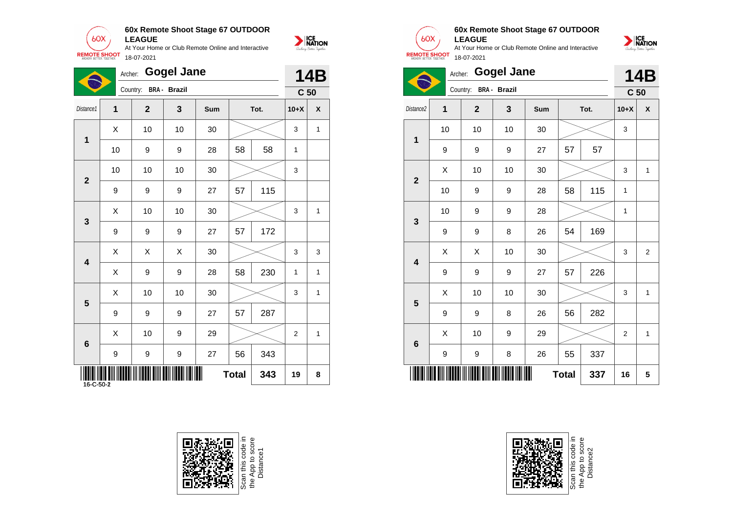**60x Remote Shoot Stage 67 OUTDOOR LEAGUE**

At Your Home or Club Remote Online and Interactive

18-07-2021

Archer: **Gogel Jane**

Country: BRA - Brazil

**14B**

**C 50**

| Distance1 | 1 | 2 | 3 | Sum | Tot. | | 10+X | X |
|---|---|---|---|---|---|---|---|---|
| 1 | X | 10 | 10 | 30 | | | 3 | 1 |
| | 10 | 9 | 9 | 28 | 58 | 58 | 1 | |
| 2 | 10 | 10 | 10 | 30 | | | 3 | |
| | 9 | 9 | 9 | 27 | 57 | 115 | | |
| 3 | X | 10 | 10 | 30 | | | 3 | 1 |
| | 9 | 9 | 9 | 27 | 57 | 172 | | |
| 4 | X | X | X | 30 | | | 3 | 3 |
| | X | 9 | 9 | 28 | 58 | 230 | 1 | 1 |
| 5 | X | 10 | 10 | 30 | | | 3 | 1 |
| | 9 | 9 | 9 | 27 | 57 | 287 | | |
| 6 | X | 10 | 9 | 29 | | | 2 | 1 |
| | 9 | 9 | 9 | 27 | 56 | 343 | | |
| | | | | | Total | 343 | 19 | 8 |

16-C-50-2

Scan this code in the App to score Distance1

**60x Remote Shoot Stage 67 OUTDOOR LEAGUE**

At Your Home or Club Remote Online and Interactive

18-07-2021

Archer: **Gogel Jane**

Country: BRA - Brazil

**14B**

**C 50**

| Distance2 | 1 | 2 | 3 | Sum | Tot. | | 10+X | X |
|---|---|---|---|---|---|---|---|---|
| 1 | 10 | 10 | 10 | 30 | | | 3 | |
| | 9 | 9 | 9 | 27 | 57 | 57 | | |
| 2 | X | 10 | 10 | 30 | | | 3 | 1 |
| | 10 | 9 | 9 | 28 | 58 | 115 | 1 | |
| 3 | 10 | 9 | 9 | 28 | | | 1 | |
| | 9 | 9 | 8 | 26 | 54 | 169 | | |
| 4 | X | X | 10 | 30 | | | 3 | 2 |
| | 9 | 9 | 9 | 27 | 57 | 226 | | |
| 5 | X | 10 | 10 | 30 | | | 3 | 1 |
| | 9 | 9 | 8 | 26 | 56 | 282 | | |
| 6 | X | 10 | 9 | 29 | | | 2 | 1 |
| | 9 | 9 | 8 | 26 | 55 | 337 | | |
| | | | | | Total | 337 | 16 | 5 |

Scan this code in the App to score Distance2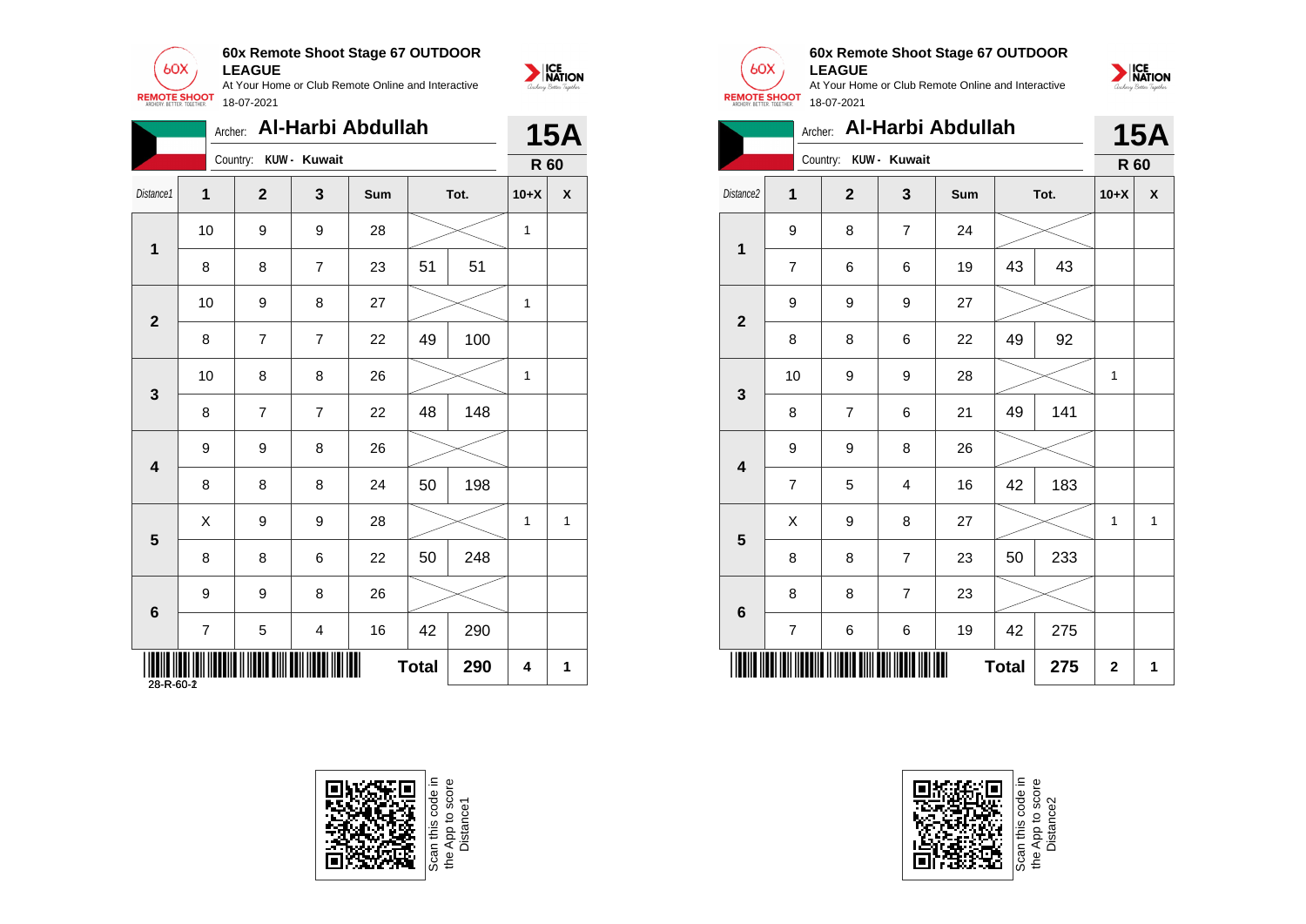## 60x Remote Shoot Stage 67 OUTDOOR LEAGUE

At Your Home or Club Remote Online and Interactive

18-07-2021

Archer: **Al-Harbi Abdullah**

Country: **KUW - Kuwait**

**15A**

**R 60**

| Distance1 | 1 | 2 | 3 | Sum | Tot. | | 10+X | X |
|---|---|---|---|---|---|---|---|---|
| 1 | 10 | 9 | 9 | 28 | | | 1 | |
| | 8 | 8 | 7 | 23 | 51 | 51 | | |
| 2 | 10 | 9 | 8 | 27 | | | 1 | |
| | 8 | 7 | 7 | 22 | 49 | 100 | | |
| 3 | 10 | 8 | 8 | 26 | | | 1 | |
| | 8 | 7 | 7 | 22 | 48 | 148 | | |
| 4 | 9 | 9 | 8 | 26 | | | | |
| | 8 | 8 | 8 | 24 | 50 | 198 | | |
| 5 | X | 9 | 9 | 28 | | | 1 | 1 |
| | 8 | 8 | 6 | 22 | 50 | 248 | | |
| 6 | 9 | 9 | 8 | 26 | | | | |
| | 7 | 5 | 4 | 16 | 42 | 290 | | |
| | | | | | **Total** | **290** | **4** | **1** |

28-R-60-2

## 60x Remote Shoot Stage 67 OUTDOOR LEAGUE

At Your Home or Club Remote Online and Interactive

18-07-2021

Archer: **Al-Harbi Abdullah**

Country: **KUW - Kuwait**

**15A**

**R 60**

| Distance2 | 1 | 2 | 3 | Sum | Tot. | | 10+X | X |
|---|---|---|---|---|---|---|---|---|
| 1 | 9 | 8 | 7 | 24 | | | | |
| | 7 | 6 | 6 | 19 | 43 | 43 | | |
| 2 | 9 | 9 | 9 | 27 | | | | |
| | 8 | 8 | 6 | 22 | 49 | 92 | | |
| 3 | 10 | 9 | 9 | 28 | | | 1 | |
| | 8 | 7 | 6 | 21 | 49 | 141 | | |
| 4 | 9 | 9 | 8 | 26 | | | | |
| | 7 | 5 | 4 | 16 | 42 | 183 | | |
| 5 | X | 9 | 8 | 27 | | | 1 | 1 |
| | 8 | 8 | 7 | 23 | 50 | 233 | | |
| 6 | 8 | 8 | 7 | 23 | | | | |
| | 7 | 6 | 6 | 19 | 42 | 275 | | |
| | | | | | **Total** | **275** | **2** | **1** |

Scan this code in the App to score Distance1

Scan this code in the App to score Distance2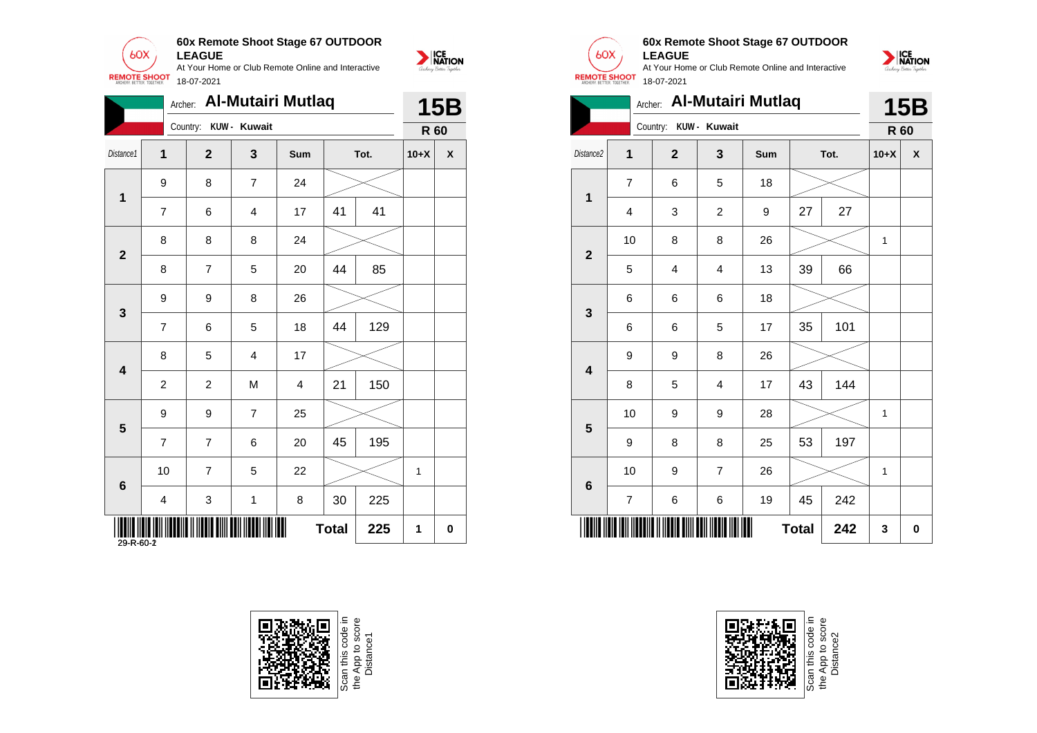## 60x Remote Shoot Stage 67 OUTDOOR LEAGUE

At Your Home or Club Remote Online and Interactive

18-07-2021

Archer: **Al-Mutairi Mutlaq** — **15B**

Country: **KUW - Kuwait** — **R 60**

| Distance1 | 1 | 2 | 3 | Sum | Tot. | | 10+X | X |
|---|---|---|---|---|---|---|---|---|
| 1 | 9 | 8 | 7 | 24 | | | | |
| | 7 | 6 | 4 | 17 | 41 | 41 | | |
| 2 | 8 | 8 | 8 | 24 | | | | |
| | 8 | 7 | 5 | 20 | 44 | 85 | | |
| 3 | 9 | 9 | 8 | 26 | | | | |
| | 7 | 6 | 5 | 18 | 44 | 129 | | |
| 4 | 8 | 5 | 4 | 17 | | | | |
| | 2 | 2 | M | 4 | 21 | 150 | | |
| 5 | 9 | 9 | 7 | 25 | | | | |
| | 7 | 7 | 6 | 20 | 45 | 195 | | |
| 6 | 10 | 7 | 5 | 22 | | | 1 | |
| | 4 | 3 | 1 | 8 | 30 | 225 | | |
| | | | | | **Total** | **225** | **1** | **0** |

29-R-60-2

Scan this code in the App to score Distance1

## 60x Remote Shoot Stage 67 OUTDOOR LEAGUE

At Your Home or Club Remote Online and Interactive

18-07-2021

Archer: **Al-Mutairi Mutlaq** — **15B**

Country: **KUW - Kuwait** — **R 60**

| Distance2 | 1 | 2 | 3 | Sum | Tot. | | 10+X | X |
|---|---|---|---|---|---|---|---|---|
| 1 | 7 | 6 | 5 | 18 | | | | |
| | 4 | 3 | 2 | 9 | 27 | 27 | | |
| 2 | 10 | 8 | 8 | 26 | | | 1 | |
| | 5 | 4 | 4 | 13 | 39 | 66 | | |
| 3 | 6 | 6 | 6 | 18 | | | | |
| | 6 | 6 | 5 | 17 | 35 | 101 | | |
| 4 | 9 | 9 | 8 | 26 | | | | |
| | 8 | 5 | 4 | 17 | 43 | 144 | | |
| 5 | 10 | 9 | 9 | 28 | | | 1 | |
| | 9 | 8 | 8 | 25 | 53 | 197 | | |
| 6 | 10 | 9 | 7 | 26 | | | 1 | |
| | 7 | 6 | 6 | 19 | 45 | 242 | | |
| | | | | | **Total** | **242** | **3** | **0** |

Scan this code in the App to score Distance2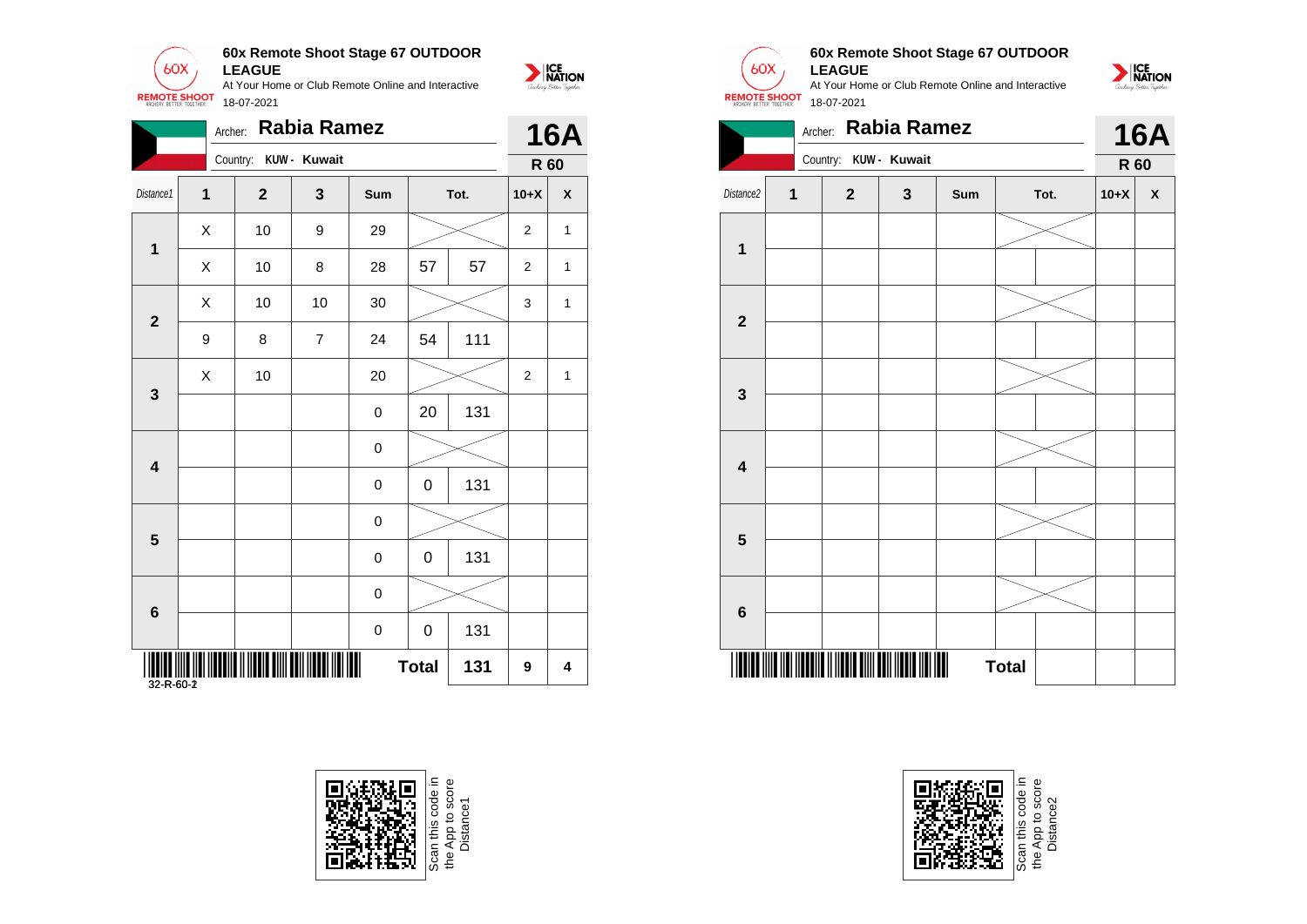**60x Remote Shoot Stage 67 OUTDOOR LEAGUE**
At Your Home or Club Remote Online and Interactive
18-07-2021

Archer: **Rabia Ramez** — **16A**
Country: **KUW - Kuwait** — **R 60**

| Distance1 | 1 | 2 | 3 | Sum | Tot. | | 10+X | X |
|---|---|---|---|---|---|---|---|---|
| 1 | X | 10 | 9 | 29 | | | 2 | 1 |
| | X | 10 | 8 | 28 | 57 | 57 | 2 | 1 |
| 2 | X | 10 | 10 | 30 | | | 3 | 1 |
| | 9 | 8 | 7 | 24 | 54 | 111 | | |
| 3 | X | 10 | | 20 | | | 2 | 1 |
| | | | | 0 | 20 | 131 | | |
| 4 | | | | 0 | | | | |
| | | | | 0 | 0 | 131 | | |
| 5 | | | | 0 | | | | |
| | | | | 0 | 0 | 131 | | |
| 6 | | | | 0 | | | | |
| | | | | 0 | 0 | 131 | | |
| | | | | | **Total** | **131** | **9** | **4** |

32-R-60-2

Scan this code in the App to score Distance1

**60x Remote Shoot Stage 67 OUTDOOR LEAGUE**
At Your Home or Club Remote Online and Interactive
18-07-2021

Archer: **Rabia Ramez** — **16A**
Country: **KUW - Kuwait** — **R 60**

| Distance2 | 1 | 2 | 3 | Sum | Tot. | | 10+X | X |
|---|---|---|---|---|---|---|---|---|
| 1 | | | | | | | | |
| | | | | | | | | |
| 2 | | | | | | | | |
| | | | | | | | | |
| 3 | | | | | | | | |
| | | | | | | | | |
| 4 | | | | | | | | |
| | | | | | | | | |
| 5 | | | | | | | | |
| | | | | | | | | |
| 6 | | | | | | | | |
| | | | | | | | | |
| | | | | | **Total** | | | |

Scan this code in the App to score Distance2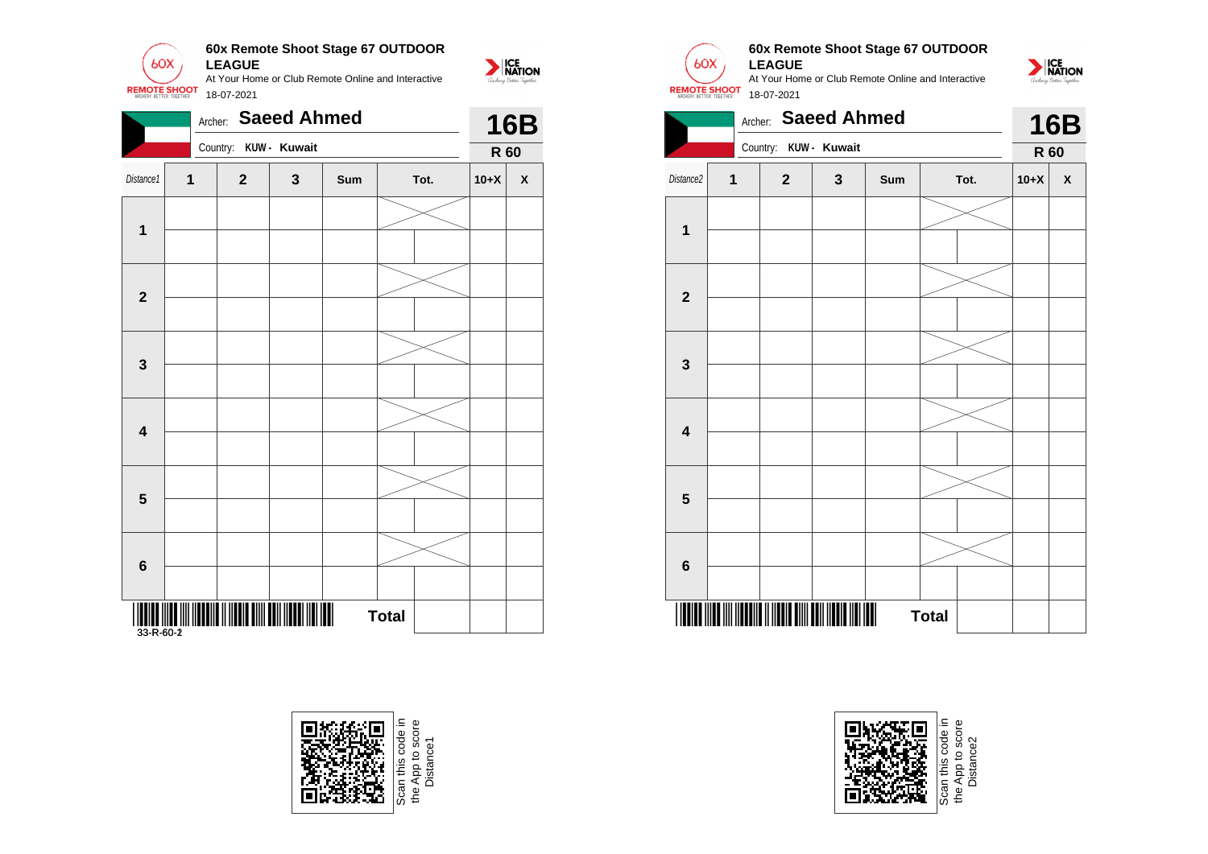**60x Remote Shoot Stage 67 OUTDOOR LEAGUE**

At Your Home or Club Remote Online and Interactive

18-07-2021

Archer: **Saeed Ahmed**

Country: **KUW - Kuwait**

**16B**

**R 60**

| *Distance1* | 1 | 2 | 3 | Sum | Tot. | | 10+X | X |
|---|---|---|---|---|---|---|---|---|
| **1** | | | | | | | | |
| | | | | | | | | |
| **2** | | | | | | | | |
| | | | | | | | | |
| **3** | | | | | | | | |
| | | | | | | | | |
| **4** | | | | | | | | |
| | | | | | | | | |
| **5** | | | | | | | | |
| | | | | | | | | |
| **6** | | | | | | | | |
| | | | | | | | | |
| | | | | | **Total** | | | |

33-R-60-2

Scan this code in the App to score Distance1

**60x Remote Shoot Stage 67 OUTDOOR LEAGUE**

At Your Home or Club Remote Online and Interactive

18-07-2021

Archer: **Saeed Ahmed**

Country: **KUW - Kuwait**

**16B**

**R 60**

| *Distance2* | 1 | 2 | 3 | Sum | Tot. | | 10+X | X |
|---|---|---|---|---|---|---|---|---|
| **1** | | | | | | | | |
| | | | | | | | | |
| **2** | | | | | | | | |
| | | | | | | | | |
| **3** | | | | | | | | |
| | | | | | | | | |
| **4** | | | | | | | | |
| | | | | | | | | |
| **5** | | | | | | | | |
| | | | | | | | | |
| **6** | | | | | | | | |
| | | | | | | | | |
| | | | | | **Total** | | | |

Scan this code in the App to score Distance2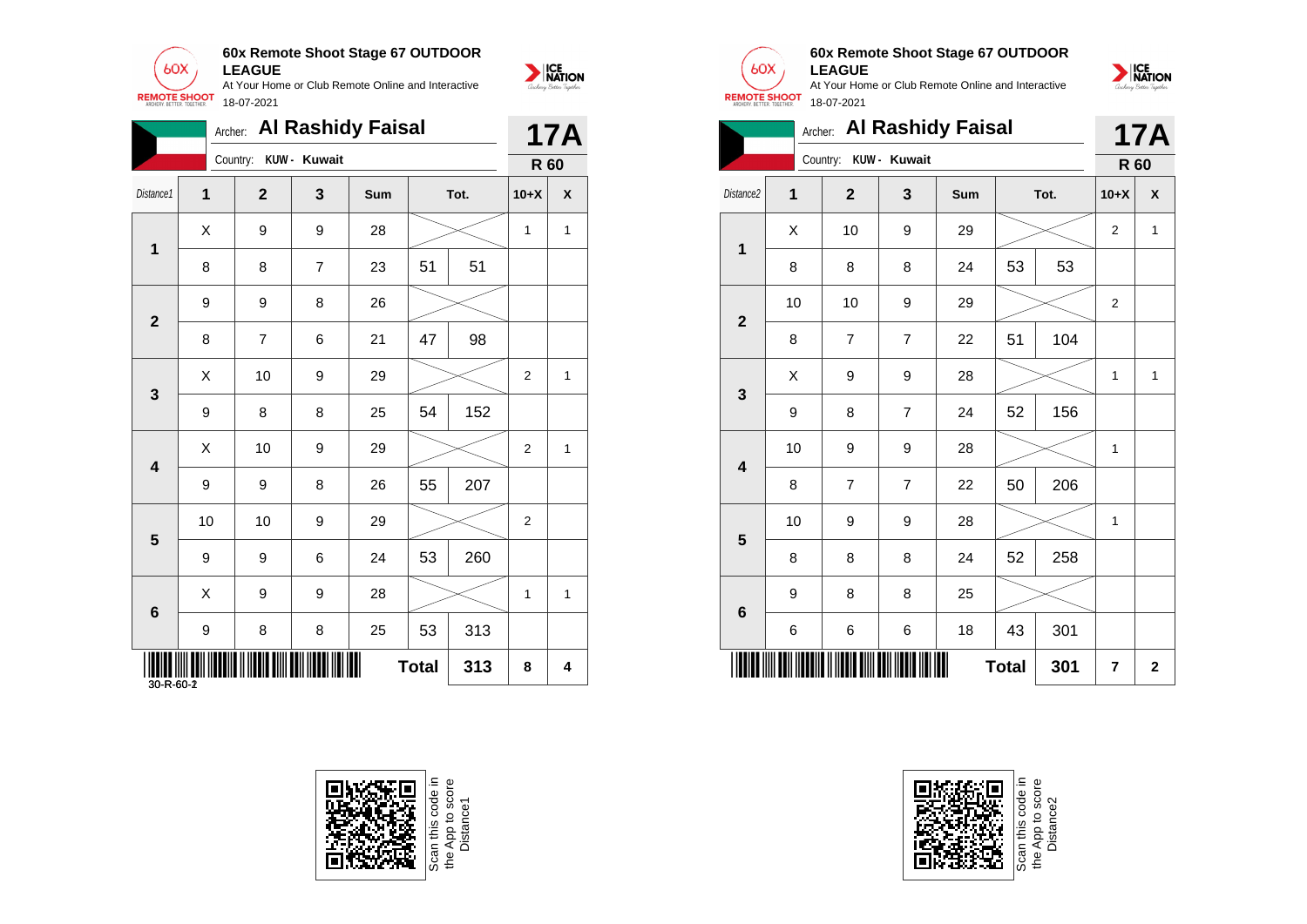**60x Remote Shoot Stage 67 OUTDOOR LEAGUE**
At Your Home or Club Remote Online and Interactive
18-07-2021

Archer: **Al Rashidy Faisal** — **17A**
Country: **KUW - Kuwait** — **R 60**

| Distance1 | 1 | 2 | 3 | Sum | Tot. | | 10+X | X |
|---|---|---|---|---|---|---|---|---|
| 1 | X | 9 | 9 | 28 | | | 1 | 1 |
| | 8 | 8 | 7 | 23 | 51 | 51 | | |
| 2 | 9 | 9 | 8 | 26 | | | | |
| | 8 | 7 | 6 | 21 | 47 | 98 | | |
| 3 | X | 10 | 9 | 29 | | | 2 | 1 |
| | 9 | 8 | 8 | 25 | 54 | 152 | | |
| 4 | X | 10 | 9 | 29 | | | 2 | 1 |
| | 9 | 9 | 8 | 26 | 55 | 207 | | |
| 5 | 10 | 10 | 9 | 29 | | | 2 | |
| | 9 | 9 | 6 | 24 | 53 | 260 | | |
| 6 | X | 9 | 9 | 28 | | | 1 | 1 |
| | 9 | 8 | 8 | 25 | 53 | 313 | | |
| | | | | | **Total** | **313** | **8** | **4** |

30-R-60-2

Scan this code in the App to score Distance1

**60x Remote Shoot Stage 67 OUTDOOR LEAGUE**
At Your Home or Club Remote Online and Interactive
18-07-2021

Archer: **Al Rashidy Faisal** — **17A**
Country: **KUW - Kuwait** — **R 60**

| Distance2 | 1 | 2 | 3 | Sum | Tot. | | 10+X | X |
|---|---|---|---|---|---|---|---|---|
| 1 | X | 10 | 9 | 29 | | | 2 | 1 |
| | 8 | 8 | 8 | 24 | 53 | 53 | | |
| 2 | 10 | 10 | 9 | 29 | | | 2 | |
| | 8 | 7 | 7 | 22 | 51 | 104 | | |
| 3 | X | 9 | 9 | 28 | | | 1 | 1 |
| | 9 | 8 | 7 | 24 | 52 | 156 | | |
| 4 | 10 | 9 | 9 | 28 | | | 1 | |
| | 8 | 7 | 7 | 22 | 50 | 206 | | |
| 5 | 10 | 9 | 9 | 28 | | | 1 | |
| | 8 | 8 | 8 | 24 | 52 | 258 | | |
| 6 | 9 | 8 | 8 | 25 | | | | |
| | 6 | 6 | 6 | 18 | 43 | 301 | | |
| | | | | | **Total** | **301** | **7** | **2** |

Scan this code in the App to score Distance2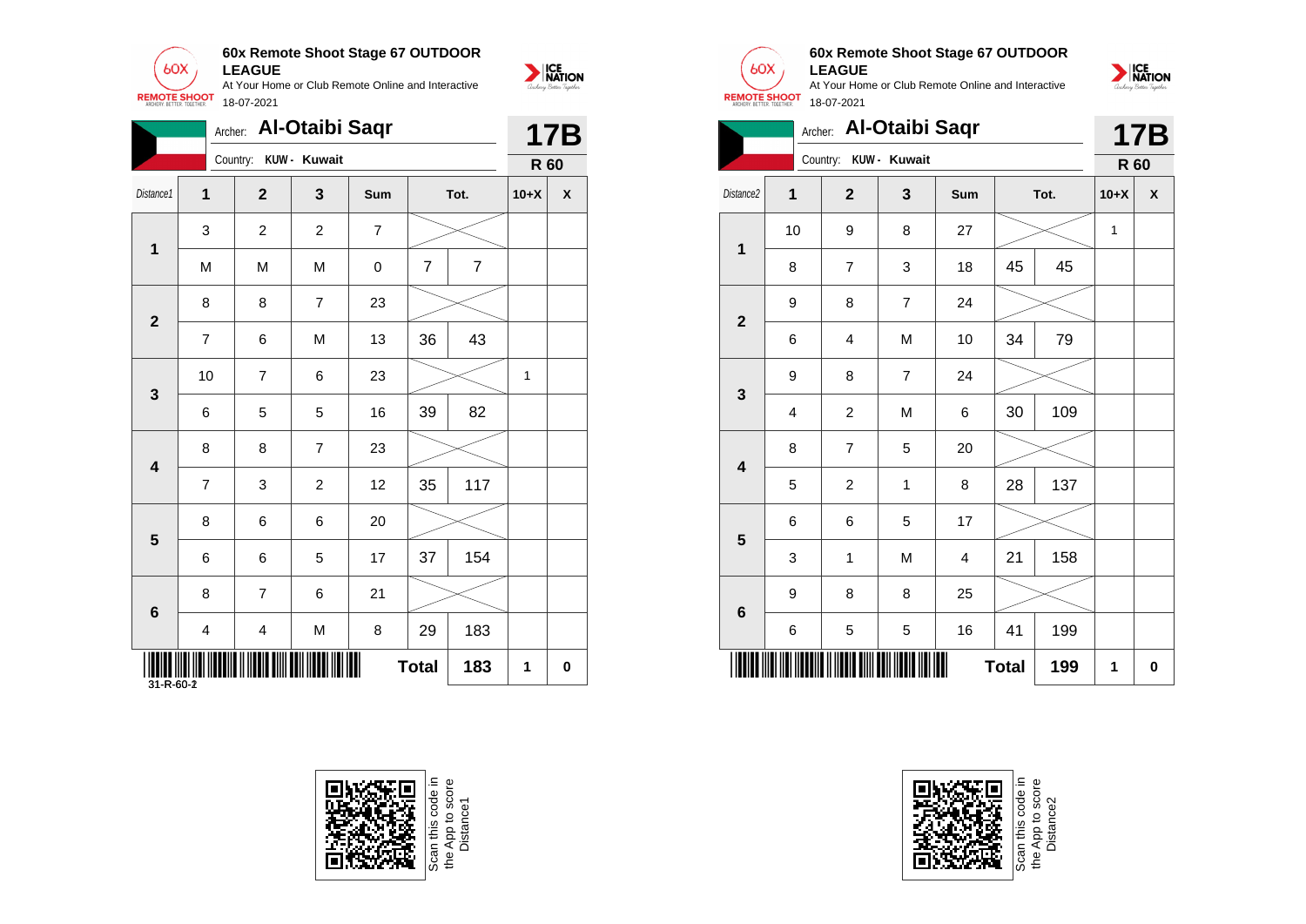**60x Remote Shoot Stage 67 OUTDOOR LEAGUE**
At Your Home or Club Remote Online and Interactive
18-07-2021

Archer: **Al-Otaibi Saqr**
Country: **KUW - Kuwait**
**17B**
**R 60**

| Distance1 | 1 | 2 | 3 | Sum | Tot. | | 10+X | X |
|---|---|---|---|---|---|---|---|---|
| 1 | 3 | 2 | 2 | 7 | | | | |
| | M | M | M | 0 | 7 | 7 | | |
| 2 | 8 | 8 | 7 | 23 | | | | |
| | 7 | 6 | M | 13 | 36 | 43 | | |
| 3 | 10 | 7 | 6 | 23 | | | 1 | |
| | 6 | 5 | 5 | 16 | 39 | 82 | | |
| 4 | 8 | 8 | 7 | 23 | | | | |
| | 7 | 3 | 2 | 12 | 35 | 117 | | |
| 5 | 8 | 6 | 6 | 20 | | | | |
| | 6 | 6 | 5 | 17 | 37 | 154 | | |
| 6 | 8 | 7 | 6 | 21 | | | | |
| | 4 | 4 | M | 8 | 29 | 183 | | |
| | | | | | **Total** | **183** | **1** | **0** |

31-R-60-2

Scan this code in the App to score Distance1

**60x Remote Shoot Stage 67 OUTDOOR LEAGUE**
At Your Home or Club Remote Online and Interactive
18-07-2021

Archer: **Al-Otaibi Saqr**
Country: **KUW - Kuwait**
**17B**
**R 60**

| Distance2 | 1 | 2 | 3 | Sum | Tot. | | 10+X | X |
|---|---|---|---|---|---|---|---|---|
| 1 | 10 | 9 | 8 | 27 | | | 1 | |
| | 8 | 7 | 3 | 18 | 45 | 45 | | |
| 2 | 9 | 8 | 7 | 24 | | | | |
| | 6 | 4 | M | 10 | 34 | 79 | | |
| 3 | 9 | 8 | 7 | 24 | | | | |
| | 4 | 2 | M | 6 | 30 | 109 | | |
| 4 | 8 | 7 | 5 | 20 | | | | |
| | 5 | 2 | 1 | 8 | 28 | 137 | | |
| 5 | 6 | 6 | 5 | 17 | | | | |
| | 3 | 1 | M | 4 | 21 | 158 | | |
| 6 | 9 | 8 | 8 | 25 | | | | |
| | 6 | 5 | 5 | 16 | 41 | 199 | | |
| | | | | | **Total** | **199** | **1** | **0** |

Scan this code in the App to score Distance2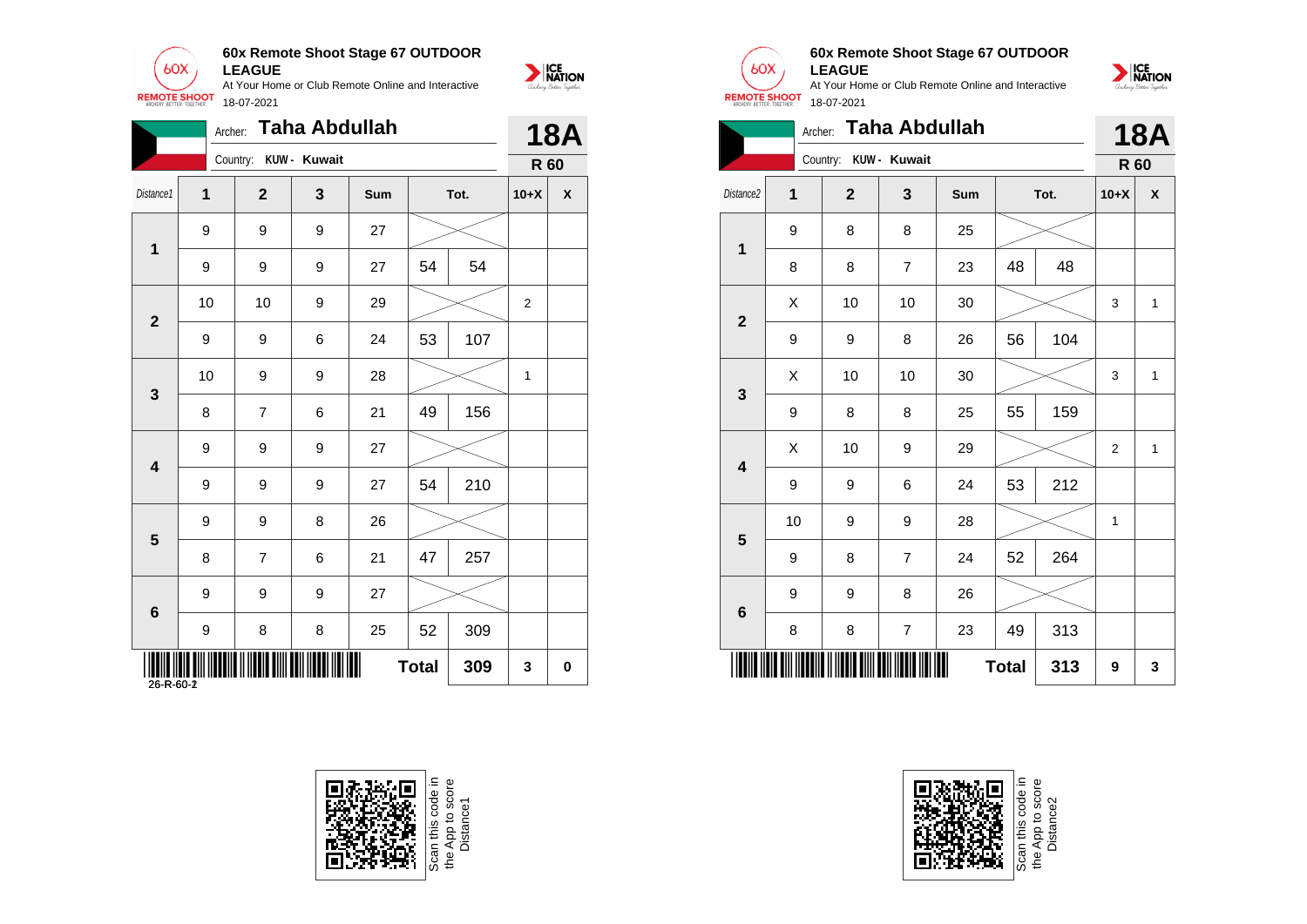## 60x Remote Shoot Stage 67 OUTDOOR LEAGUE

At Your Home or Club Remote Online and Interactive

18-07-2021

Archer: **Taha Abdullah**

Country: **KUW - Kuwait**

**18A**

**R 60**

| Distance1 | 1 | 2 | 3 | Sum | Tot. | | 10+X | X |
|---|---|---|---|---|---|---|---|---|
| 1 | 9 | 9 | 9 | 27 | | | | |
| | 9 | 9 | 9 | 27 | 54 | 54 | | |
| 2 | 10 | 10 | 9 | 29 | | | 2 | |
| | 9 | 9 | 6 | 24 | 53 | 107 | | |
| 3 | 10 | 9 | 9 | 28 | | | 1 | |
| | 8 | 7 | 6 | 21 | 49 | 156 | | |
| 4 | 9 | 9 | 9 | 27 | | | | |
| | 9 | 9 | 9 | 27 | 54 | 210 | | |
| 5 | 9 | 9 | 8 | 26 | | | | |
| | 8 | 7 | 6 | 21 | 47 | 257 | | |
| 6 | 9 | 9 | 9 | 27 | | | | |
| | 9 | 8 | 8 | 25 | 52 | 309 | | |
| | | | | | Total | 309 | 3 | 0 |

26-R-60-2

Scan this code in the App to score Distance1

## 60x Remote Shoot Stage 67 OUTDOOR LEAGUE

At Your Home or Club Remote Online and Interactive

18-07-2021

Archer: **Taha Abdullah**

Country: **KUW - Kuwait**

**18A**

**R 60**

| Distance2 | 1 | 2 | 3 | Sum | Tot. | | 10+X | X |
|---|---|---|---|---|---|---|---|---|
| 1 | 9 | 8 | 8 | 25 | | | | |
| | 8 | 8 | 7 | 23 | 48 | 48 | | |
| 2 | X | 10 | 10 | 30 | | | 3 | 1 |
| | 9 | 9 | 8 | 26 | 56 | 104 | | |
| 3 | X | 10 | 10 | 30 | | | 3 | 1 |
| | 9 | 8 | 8 | 25 | 55 | 159 | | |
| 4 | X | 10 | 9 | 29 | | | 2 | 1 |
| | 9 | 9 | 6 | 24 | 53 | 212 | | |
| 5 | 10 | 9 | 9 | 28 | | | 1 | |
| | 9 | 8 | 7 | 24 | 52 | 264 | | |
| 6 | 9 | 9 | 8 | 26 | | | | |
| | 8 | 8 | 7 | 23 | 49 | 313 | | |
| | | | | | Total | 313 | 9 | 3 |

Scan this code in the App to score Distance2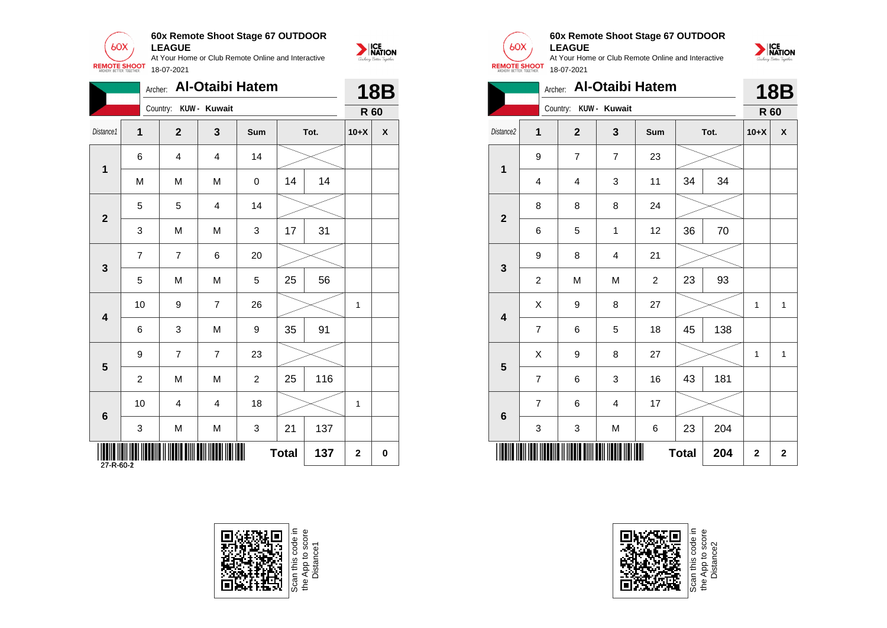## 60x Remote Shoot Stage 67 OUTDOOR LEAGUE

At Your Home or Club Remote Online and Interactive

18-07-2021

Archer: **Al-Otaibi Hatem**

Country: **KUW - Kuwait**

**18B**

**R 60**

| Distance1 | 1 | 2 | 3 | Sum | Tot. | | 10+X | X |
|---|---|---|---|---|---|---|---|---|
| 1 | 6 | 4 | 4 | 14 | | | | |
| | M | M | M | 0 | 14 | 14 | | |
| 2 | 5 | 5 | 4 | 14 | | | | |
| | 3 | M | M | 3 | 17 | 31 | | |
| 3 | 7 | 7 | 6 | 20 | | | | |
| | 5 | M | M | 5 | 25 | 56 | | |
| 4 | 10 | 9 | 7 | 26 | | | 1 | |
| | 6 | 3 | M | 9 | 35 | 91 | | |
| 5 | 9 | 7 | 7 | 23 | | | | |
| | 2 | M | M | 2 | 25 | 116 | | |
| 6 | 10 | 4 | 4 | 18 | | | 1 | |
| | 3 | M | M | 3 | 21 | 137 | | |
| | | | | | **Total** | **137** | **2** | **0** |

27-R-60-2

Scan this code in the App to score Distance1

## 60x Remote Shoot Stage 67 OUTDOOR LEAGUE

At Your Home or Club Remote Online and Interactive

18-07-2021

Archer: **Al-Otaibi Hatem**

Country: **KUW - Kuwait**

**18B**

**R 60**

| Distance2 | 1 | 2 | 3 | Sum | Tot. | | 10+X | X |
|---|---|---|---|---|---|---|---|---|
| 1 | 9 | 7 | 7 | 23 | | | | |
| | 4 | 4 | 3 | 11 | 34 | 34 | | |
| 2 | 8 | 8 | 8 | 24 | | | | |
| | 6 | 5 | 1 | 12 | 36 | 70 | | |
| 3 | 9 | 8 | 4 | 21 | | | | |
| | 2 | M | M | 2 | 23 | 93 | | |
| 4 | X | 9 | 8 | 27 | | | 1 | 1 |
| | 7 | 6 | 5 | 18 | 45 | 138 | | |
| 5 | X | 9 | 8 | 27 | | | 1 | 1 |
| | 7 | 6 | 3 | 16 | 43 | 181 | | |
| 6 | 7 | 6 | 4 | 17 | | | | |
| | 3 | 3 | M | 6 | 23 | 204 | | |
| | | | | | **Total** | **204** | **2** | **2** |

Scan this code in the App to score Distance2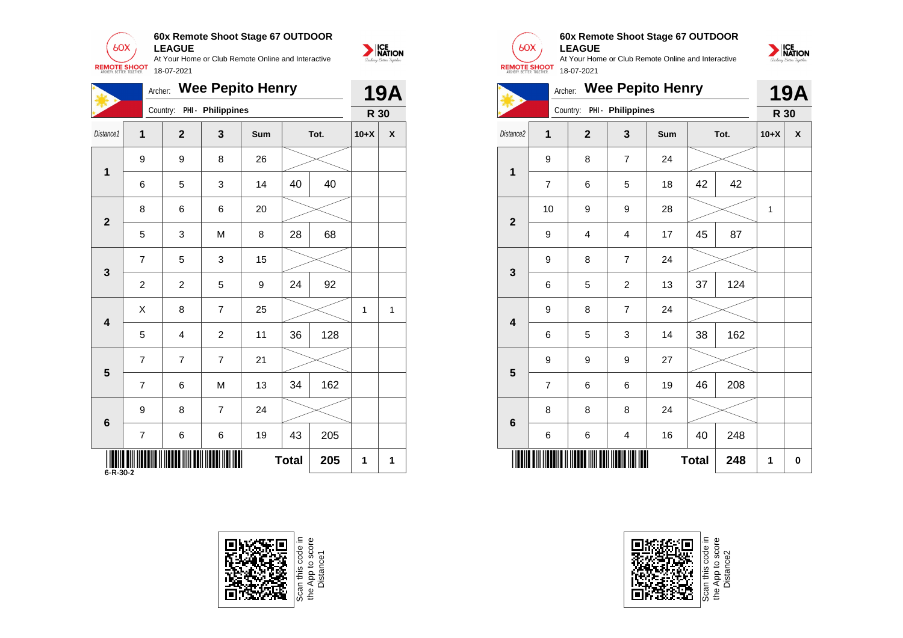**60x Remote Shoot Stage 67 OUTDOOR LEAGUE**

At Your Home or Club Remote Online and Interactive

18-07-2021

Archer: **Wee Pepito Henry**

Country: PHI - Philippines

**19A**

**R 30**

| Distance1 | 1 | 2 | 3 | Sum | Tot. | | 10+X | X |
|---|---|---|---|---|---|---|---|---|
| 1 | 9 | 9 | 8 | 26 | | | | |
| | 6 | 5 | 3 | 14 | 40 | 40 | | |
| 2 | 8 | 6 | 6 | 20 | | | | |
| | 5 | 3 | M | 8 | 28 | 68 | | |
| 3 | 7 | 5 | 3 | 15 | | | | |
| | 2 | 2 | 5 | 9 | 24 | 92 | | |
| 4 | X | 8 | 7 | 25 | | | 1 | 1 |
| | 5 | 4 | 2 | 11 | 36 | 128 | | |
| 5 | 7 | 7 | 7 | 21 | | | | |
| | 7 | 6 | M | 13 | 34 | 162 | | |
| 6 | 9 | 8 | 7 | 24 | | | | |
| | 7 | 6 | 6 | 19 | 43 | 205 | | |
| | | | | | **Total** | **205** | **1** | **1** |

6-R-30-2

Scan this code in the App to score Distance1

**60x Remote Shoot Stage 67 OUTDOOR LEAGUE**

At Your Home or Club Remote Online and Interactive

18-07-2021

Archer: **Wee Pepito Henry**

Country: PHI - Philippines

**19A**

**R 30**

| Distance2 | 1 | 2 | 3 | Sum | Tot. | | 10+X | X |
|---|---|---|---|---|---|---|---|---|
| 1 | 9 | 8 | 7 | 24 | | | | |
| | 7 | 6 | 5 | 18 | 42 | 42 | | |
| 2 | 10 | 9 | 9 | 28 | | | 1 | |
| | 9 | 4 | 4 | 17 | 45 | 87 | | |
| 3 | 9 | 8 | 7 | 24 | | | | |
| | 6 | 5 | 2 | 13 | 37 | 124 | | |
| 4 | 9 | 8 | 7 | 24 | | | | |
| | 6 | 5 | 3 | 14 | 38 | 162 | | |
| 5 | 9 | 9 | 9 | 27 | | | | |
| | 7 | 6 | 6 | 19 | 46 | 208 | | |
| 6 | 8 | 8 | 8 | 24 | | | | |
| | 6 | 6 | 4 | 16 | 40 | 248 | | |
| | | | | | **Total** | **248** | **1** | **0** |

Scan this code in the App to score Distance2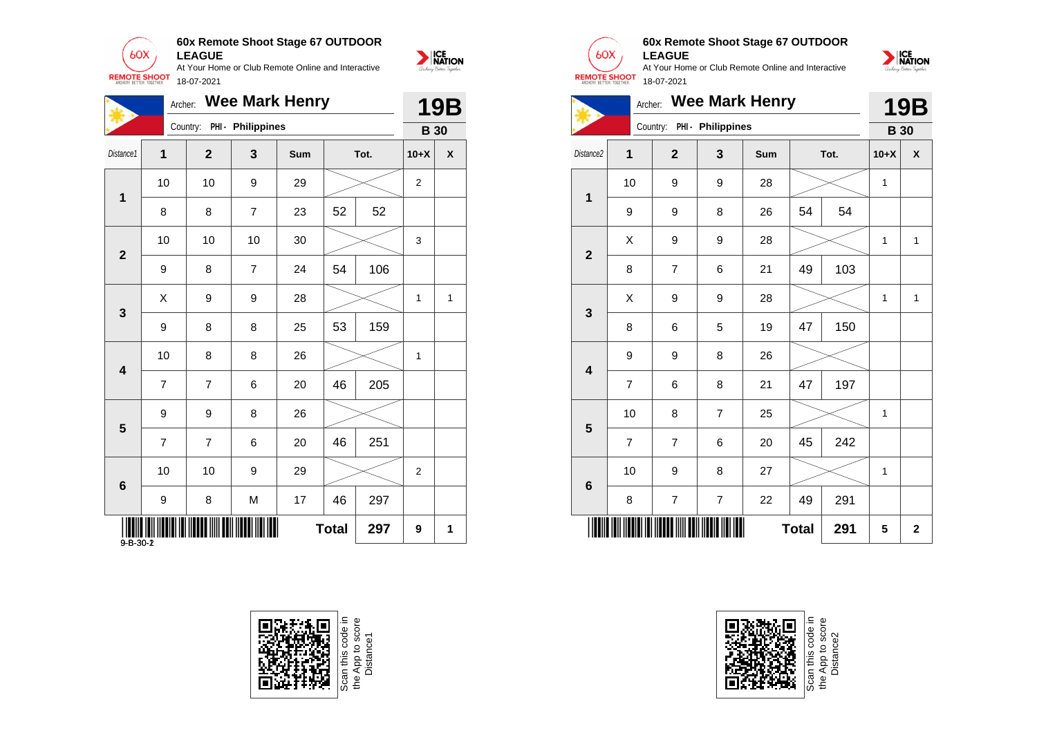**60x Remote Shoot Stage 67 OUTDOOR LEAGUE**

At Your Home or Club Remote Online and Interactive

18-07-2021

Archer: **Wee Mark Henry** — **19B**

Country: PHI - Philippines — **B 30**

| Distance1 | 1 | 2 | 3 | Sum | Tot. | | 10+X | X |
|---|---|---|---|---|---|---|---|---|
| 1 | 10 | 10 | 9 | 29 | | | 2 | |
| | 8 | 8 | 7 | 23 | 52 | 52 | | |
| 2 | 10 | 10 | 10 | 30 | | | 3 | |
| | 9 | 8 | 7 | 24 | 54 | 106 | | |
| 3 | X | 9 | 9 | 28 | | | 1 | 1 |
| | 9 | 8 | 8 | 25 | 53 | 159 | | |
| 4 | 10 | 8 | 8 | 26 | | | 1 | |
| | 7 | 7 | 6 | 20 | 46 | 205 | | |
| 5 | 9 | 9 | 8 | 26 | | | | |
| | 7 | 7 | 6 | 20 | 46 | 251 | | |
| 6 | 10 | 10 | 9 | 29 | | | 2 | |
| | 9 | 8 | M | 17 | 46 | 297 | | |
| | | | | | **Total** | **297** | **9** | **1** |

9-B-30-2

Scan this code in the App to score Distance1

**60x Remote Shoot Stage 67 OUTDOOR LEAGUE**

At Your Home or Club Remote Online and Interactive

18-07-2021

Archer: **Wee Mark Henry** — **19B**

Country: PHI - Philippines — **B 30**

| Distance2 | 1 | 2 | 3 | Sum | Tot. | | 10+X | X |
|---|---|---|---|---|---|---|---|---|
| 1 | 10 | 9 | 9 | 28 | | | 1 | |
| | 9 | 9 | 8 | 26 | 54 | 54 | | |
| 2 | X | 9 | 9 | 28 | | | 1 | 1 |
| | 8 | 7 | 6 | 21 | 49 | 103 | | |
| 3 | X | 9 | 9 | 28 | | | 1 | 1 |
| | 8 | 6 | 5 | 19 | 47 | 150 | | |
| 4 | 9 | 9 | 8 | 26 | | | | |
| | 7 | 6 | 8 | 21 | 47 | 197 | | |
| 5 | 10 | 8 | 7 | 25 | | | 1 | |
| | 7 | 7 | 6 | 20 | 45 | 242 | | |
| 6 | 10 | 9 | 8 | 27 | | | 1 | |
| | 8 | 7 | 7 | 22 | 49 | 291 | | |
| | | | | | **Total** | **291** | **5** | **2** |

Scan this code in the App to score Distance2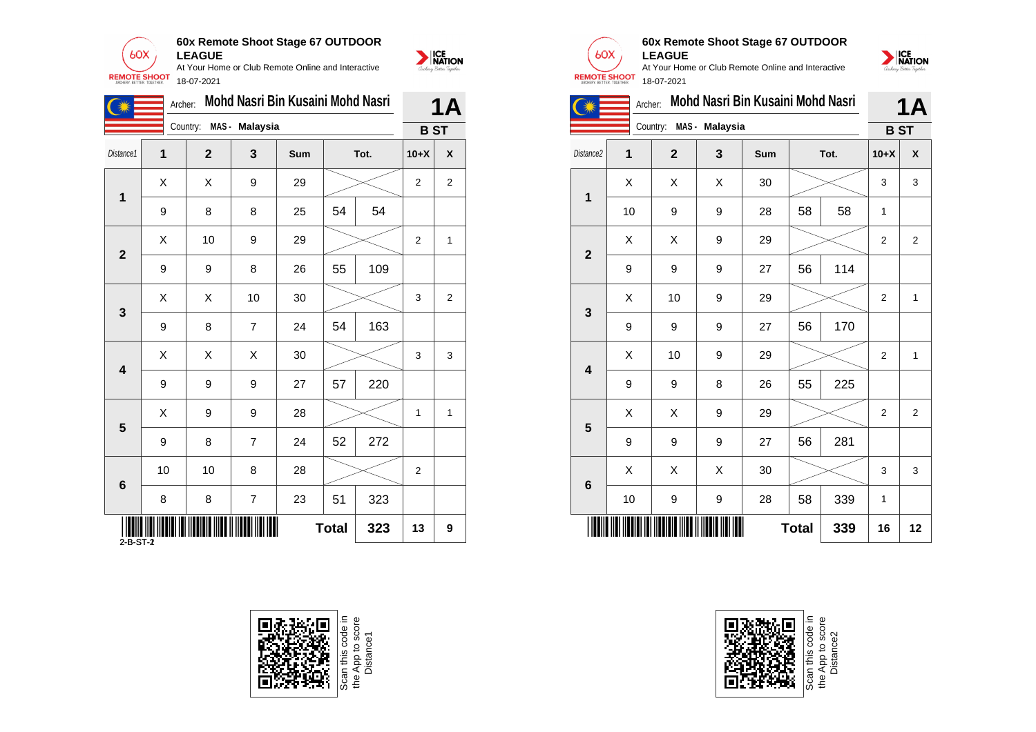## 60x Remote Shoot Stage 67 OUTDOOR LEAGUE

At Your Home or Club Remote Online and Interactive

18-07-2021

Archer: **Mohd Nasri Bin Kusaini Mohd Nasri** — **1A**

Country: **MAS - Malaysia** — **B ST**

| Distance1 | 1 | 2 | 3 | Sum | Tot. | | 10+X | X |
|---|---|---|---|---|---|---|---|---|
| 1 | X | X | 9 | 29 | | | 2 | 2 |
| | 9 | 8 | 8 | 25 | 54 | 54 | | |
| 2 | X | 10 | 9 | 29 | | | 2 | 1 |
| | 9 | 9 | 8 | 26 | 55 | 109 | | |
| 3 | X | X | 10 | 30 | | | 3 | 2 |
| | 9 | 8 | 7 | 24 | 54 | 163 | | |
| 4 | X | X | X | 30 | | | 3 | 3 |
| | 9 | 9 | 9 | 27 | 57 | 220 | | |
| 5 | X | 9 | 9 | 28 | | | 1 | 1 |
| | 9 | 8 | 7 | 24 | 52 | 272 | | |
| 6 | 10 | 10 | 8 | 28 | | | 2 | |
| | 8 | 8 | 7 | 23 | 51 | 323 | | |
| | | | | | **Total** | **323** | **13** | **9** |

2-B-ST-2

Scan this code in the App to score Distance1

## 60x Remote Shoot Stage 67 OUTDOOR LEAGUE

At Your Home or Club Remote Online and Interactive

18-07-2021

Archer: **Mohd Nasri Bin Kusaini Mohd Nasri** — **1A**

Country: **MAS - Malaysia** — **B ST**

| Distance2 | 1 | 2 | 3 | Sum | Tot. | | 10+X | X |
|---|---|---|---|---|---|---|---|---|
| 1 | X | X | X | 30 | | | 3 | 3 |
| | 10 | 9 | 9 | 28 | 58 | 58 | 1 | |
| 2 | X | X | 9 | 29 | | | 2 | 2 |
| | 9 | 9 | 9 | 27 | 56 | 114 | | |
| 3 | X | 10 | 9 | 29 | | | 2 | 1 |
| | 9 | 9 | 9 | 27 | 56 | 170 | | |
| 4 | X | 10 | 9 | 29 | | | 2 | 1 |
| | 9 | 9 | 8 | 26 | 55 | 225 | | |
| 5 | X | X | 9 | 29 | | | 2 | 2 |
| | 9 | 9 | 9 | 27 | 56 | 281 | | |
| 6 | X | X | X | 30 | | | 3 | 3 |
| | 10 | 9 | 9 | 28 | 58 | 339 | 1 | |
| | | | | | **Total** | **339** | **16** | **12** |

Scan this code in the App to score Distance2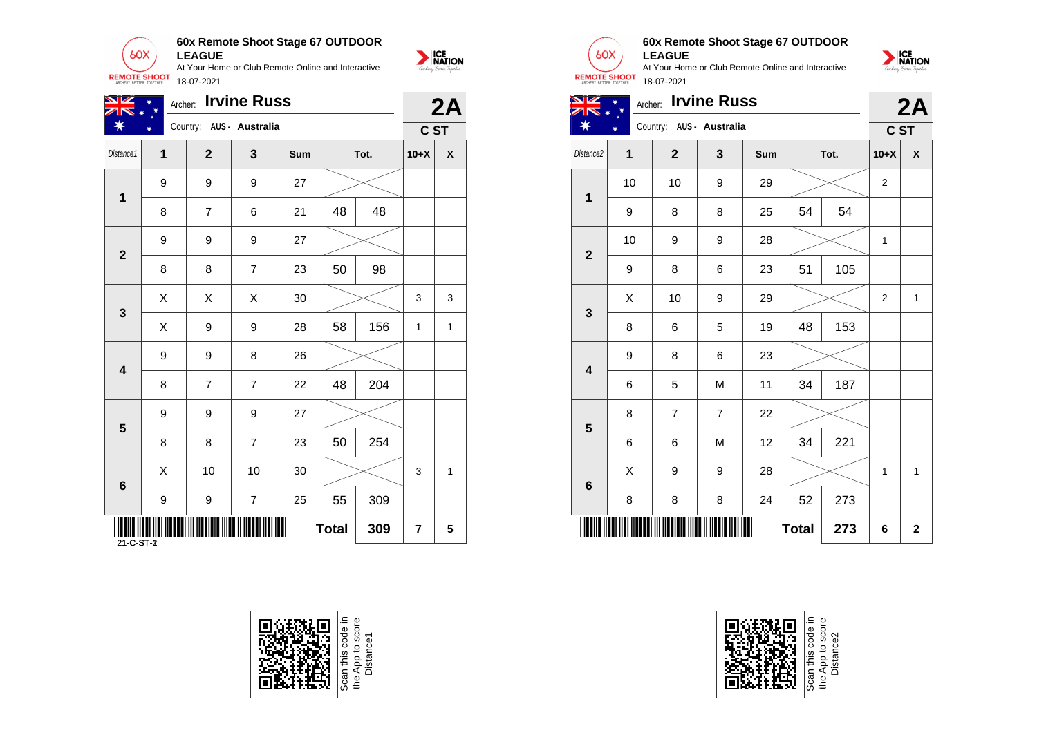## 60x Remote Shoot Stage 67 OUTDOOR LEAGUE

At Your Home or Club Remote Online and Interactive

18-07-2021

Archer: **Irvine Russ**

Country: AUS - Australia

**2A** C ST

| Distance1 | 1 | 2 | 3 | Sum | Tot. | | 10+X | X |
|---|---|---|---|---|---|---|---|---|
| 1 | 9 | 9 | 9 | 27 | | | | |
| | 8 | 7 | 6 | 21 | 48 | 48 | | |
| 2 | 9 | 9 | 9 | 27 | | | | |
| | 8 | 8 | 7 | 23 | 50 | 98 | | |
| 3 | X | X | X | 30 | | | 3 | 3 |
| | X | 9 | 9 | 28 | 58 | 156 | 1 | 1 |
| 4 | 9 | 9 | 8 | 26 | | | | |
| | 8 | 7 | 7 | 22 | 48 | 204 | | |
| 5 | 9 | 9 | 9 | 27 | | | | |
| | 8 | 8 | 7 | 23 | 50 | 254 | | |
| 6 | X | 10 | 10 | 30 | | | 3 | 1 |
| | 9 | 9 | 7 | 25 | 55 | 309 | | |
| | | | | | Total | 309 | 7 | 5 |

21-C-ST-2

Scan this code in the App to score Distance1

## 60x Remote Shoot Stage 67 OUTDOOR LEAGUE

At Your Home or Club Remote Online and Interactive

18-07-2021

Archer: **Irvine Russ**

Country: AUS - Australia

**2A** C ST

| Distance2 | 1 | 2 | 3 | Sum | Tot. | | 10+X | X |
|---|---|---|---|---|---|---|---|---|
| 1 | 10 | 10 | 9 | 29 | | | 2 | |
| | 9 | 8 | 8 | 25 | 54 | 54 | | |
| 2 | 10 | 9 | 9 | 28 | | | 1 | |
| | 9 | 8 | 6 | 23 | 51 | 105 | | |
| 3 | X | 10 | 9 | 29 | | | 2 | 1 |
| | 8 | 6 | 5 | 19 | 48 | 153 | | |
| 4 | 9 | 8 | 6 | 23 | | | | |
| | 6 | 5 | M | 11 | 34 | 187 | | |
| 5 | 8 | 7 | 7 | 22 | | | | |
| | 6 | 6 | M | 12 | 34 | 221 | | |
| 6 | X | 9 | 9 | 28 | | | 1 | 1 |
| | 8 | 8 | 8 | 24 | 52 | 273 | | |
| | | | | | Total | 273 | 6 | 2 |

Scan this code in the App to score Distance2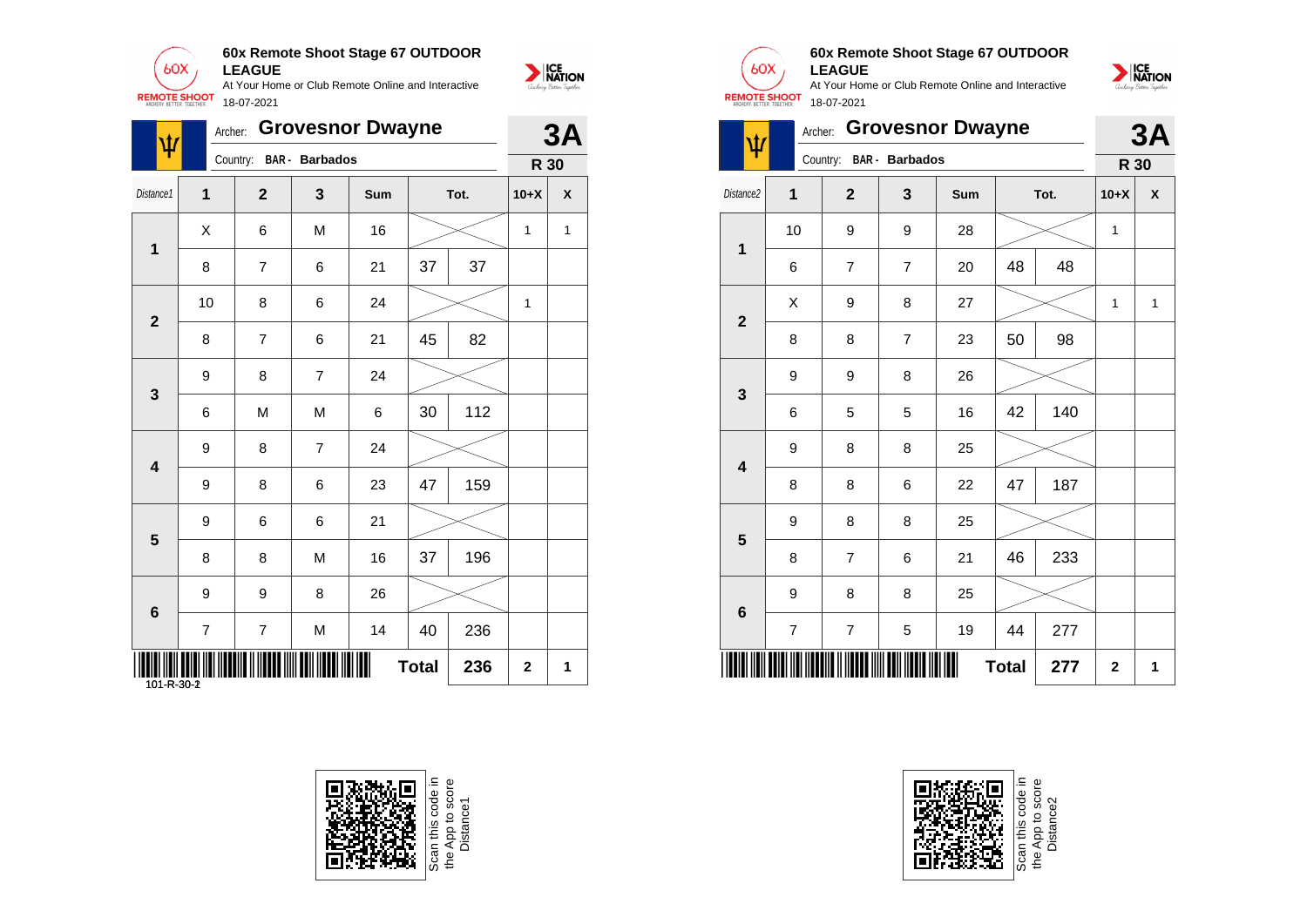**60x Remote Shoot Stage 67 OUTDOOR LEAGUE**

At Your Home or Club Remote Online and Interactive

18-07-2021

Archer: **Grovesnor Dwayne** — **3A**

Country: **BAR - Barbados** — **R 30**

| Distance1 | 1 | 2 | 3 | Sum | Tot. | | 10+X | X |
|---|---|---|---|---|---|---|---|---|
| 1 | X | 6 | M | 16 | | | 1 | 1 |
| | 8 | 7 | 6 | 21 | 37 | 37 | | |
| 2 | 10 | 8 | 6 | 24 | | | 1 | |
| | 8 | 7 | 6 | 21 | 45 | 82 | | |
| 3 | 9 | 8 | 7 | 24 | | | | |
| | 6 | M | M | 6 | 30 | 112 | | |
| 4 | 9 | 8 | 7 | 24 | | | | |
| | 9 | 8 | 6 | 23 | 47 | 159 | | |
| 5 | 9 | 6 | 6 | 21 | | | | |
| | 8 | 8 | M | 16 | 37 | 196 | | |
| 6 | 9 | 9 | 8 | 26 | | | | |
| | 7 | 7 | M | 14 | 40 | 236 | | |
| | | | | | **Total** | **236** | **2** | **1** |

101-R-30-2

Scan this code in the App to score Distance1

**60x Remote Shoot Stage 67 OUTDOOR LEAGUE**

At Your Home or Club Remote Online and Interactive

18-07-2021

Archer: **Grovesnor Dwayne** — **3A**

Country: **BAR - Barbados** — **R 30**

| Distance2 | 1 | 2 | 3 | Sum | Tot. | | 10+X | X |
|---|---|---|---|---|---|---|---|---|
| 1 | 10 | 9 | 9 | 28 | | | 1 | |
| | 6 | 7 | 7 | 20 | 48 | 48 | | |
| 2 | X | 9 | 8 | 27 | | | 1 | 1 |
| | 8 | 8 | 7 | 23 | 50 | 98 | | |
| 3 | 9 | 9 | 8 | 26 | | | | |
| | 6 | 5 | 5 | 16 | 42 | 140 | | |
| 4 | 9 | 8 | 8 | 25 | | | | |
| | 8 | 8 | 6 | 22 | 47 | 187 | | |
| 5 | 9 | 8 | 8 | 25 | | | | |
| | 8 | 7 | 6 | 21 | 46 | 233 | | |
| 6 | 9 | 8 | 8 | 25 | | | | |
| | 7 | 7 | 5 | 19 | 44 | 277 | | |
| | | | | | **Total** | **277** | **2** | **1** |

Scan this code in the App to score Distance2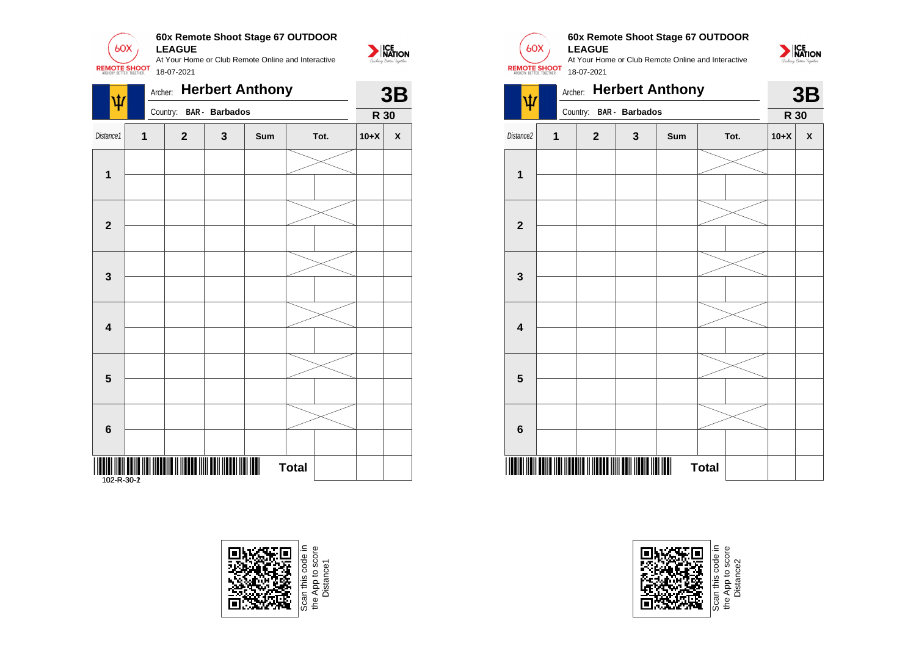## 60x Remote Shoot Stage 67 OUTDOOR LEAGUE

At Your Home or Club Remote Online and Interactive

18-07-2021

Archer: **Herbert Anthony** — **3B**

Country: BAR - Barbados — **R 30**

| Distance1 | 1 | 2 | 3 | Sum | Tot. | | 10+X | X |
|---|---|---|---|---|---|---|---|---|
| 1 | | | | | | | | |
| | | | | | | | | |
| 2 | | | | | | | | |
| | | | | | | | | |
| 3 | | | | | | | | |
| | | | | | | | | |
| 4 | | | | | | | | |
| | | | | | | | | |
| 5 | | | | | | | | |
| | | | | | | | | |
| 6 | | | | | | | | |
| | | | | | | | | |
| | | | | | Total | | | |

102-R-30-2

Scan this code in the App to score Distance1

## 60x Remote Shoot Stage 67 OUTDOOR LEAGUE

At Your Home or Club Remote Online and Interactive

18-07-2021

Archer: **Herbert Anthony** — **3B**

Country: BAR - Barbados — **R 30**

| Distance2 | 1 | 2 | 3 | Sum | Tot. | | 10+X | X |
|---|---|---|---|---|---|---|---|---|
| 1 | | | | | | | | |
| | | | | | | | | |
| 2 | | | | | | | | |
| | | | | | | | | |
| 3 | | | | | | | | |
| | | | | | | | | |
| 4 | | | | | | | | |
| | | | | | | | | |
| 5 | | | | | | | | |
| | | | | | | | | |
| 6 | | | | | | | | |
| | | | | | | | | |
| | | | | | Total | | | |

Scan this code in the App to score Distance2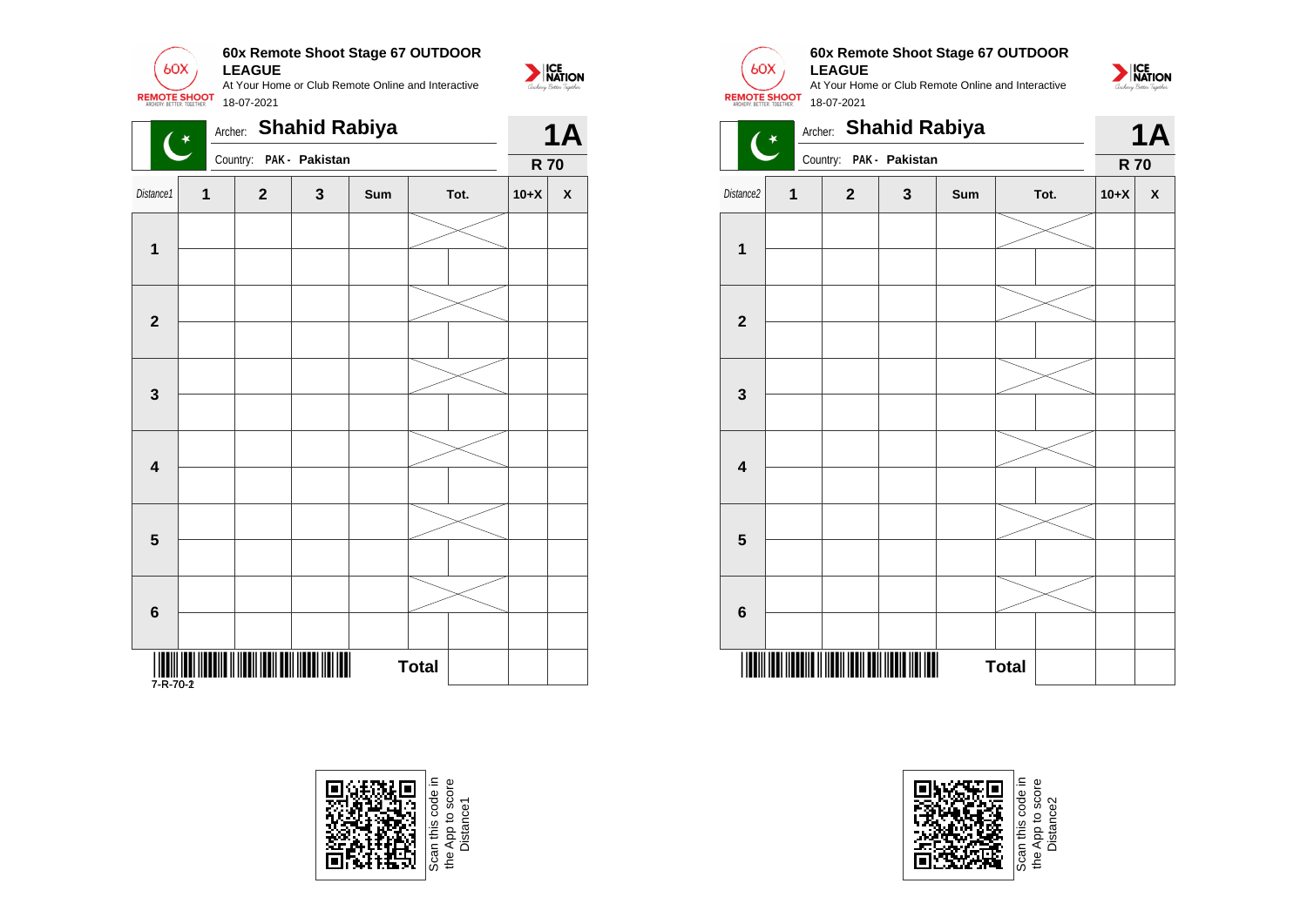**60x Remote Shoot Stage 67 OUTDOOR LEAGUE**

At Your Home or Club Remote Online and Interactive

18-07-2021

Archer: **Shahid Rabiya**

Country: **PAK - Pakistan**

**1A**

**R 70**

| Distance1 | 1 | 2 | 3 | Sum | Tot. | | 10+X | X |
|---|---|---|---|---|---|---|---|---|
| **1** | | | | | | | | |
| | | | | | | | | |
| **2** | | | | | | | | |
| | | | | | | | | |
| **3** | | | | | | | | |
| | | | | | | | | |
| **4** | | | | | | | | |
| | | | | | | | | |
| **5** | | | | | | | | |
| | | | | | | | | |
| **6** | | | | | | | | |
| | | | | | | | | |
| | | | | | **Total** | | | |

7-R-70-2

Scan this code in the App to score Distance1

**60x Remote Shoot Stage 67 OUTDOOR LEAGUE**

At Your Home or Club Remote Online and Interactive

18-07-2021

Archer: **Shahid Rabiya**

Country: **PAK - Pakistan**

**1A**

**R 70**

| Distance2 | 1 | 2 | 3 | Sum | Tot. | | 10+X | X |
|---|---|---|---|---|---|---|---|---|
| **1** | | | | | | | | |
| | | | | | | | | |
| **2** | | | | | | | | |
| | | | | | | | | |
| **3** | | | | | | | | |
| | | | | | | | | |
| **4** | | | | | | | | |
| | | | | | | | | |
| **5** | | | | | | | | |
| | | | | | | | | |
| **6** | | | | | | | | |
| | | | | | | | | |
| | | | | | **Total** | | | |

Scan this code in the App to score Distance2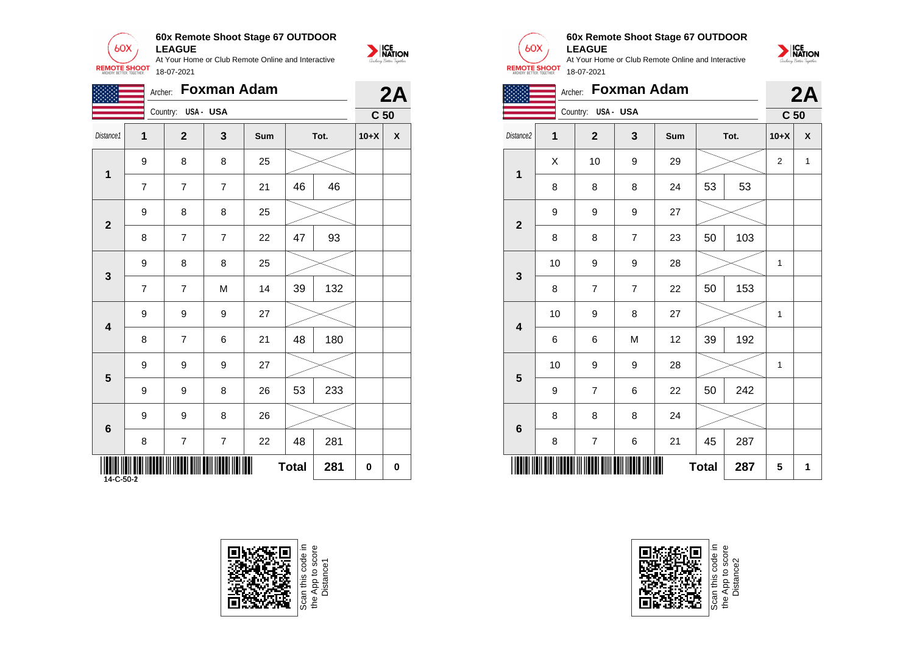**60x Remote Shoot Stage 67 OUTDOOR LEAGUE**

At Your Home or Club Remote Online and Interactive

18-07-2021

Archer: **Foxman Adam** — **2A**

Country: USA - USA — **C 50**

| Distance1 | 1 | 2 | 3 | Sum | Tot. | | 10+X | X |
|---|---|---|---|---|---|---|---|---|
| **1** | 9 | 8 | 8 | 25 | | | | |
| | 7 | 7 | 7 | 21 | 46 | 46 | | |
| **2** | 9 | 8 | 8 | 25 | | | | |
| | 8 | 7 | 7 | 22 | 47 | 93 | | |
| **3** | 9 | 8 | 8 | 25 | | | | |
| | 7 | 7 | M | 14 | 39 | 132 | | |
| **4** | 9 | 9 | 9 | 27 | | | | |
| | 8 | 7 | 6 | 21 | 48 | 180 | | |
| **5** | 9 | 9 | 9 | 27 | | | | |
| | 9 | 9 | 8 | 26 | 53 | 233 | | |
| **6** | 9 | 9 | 8 | 26 | | | | |
| | 8 | 7 | 7 | 22 | 48 | 281 | | |
| | | | | | **Total** | **281** | **0** | **0** |

14-C-50-2

**60x Remote Shoot Stage 67 OUTDOOR LEAGUE**

At Your Home or Club Remote Online and Interactive

18-07-2021

Archer: **Foxman Adam** — **2A**

Country: USA - USA — **C 50**

| Distance2 | 1 | 2 | 3 | Sum | Tot. | | 10+X | X |
|---|---|---|---|---|---|---|---|---|
| **1** | X | 10 | 9 | 29 | | | 2 | 1 |
| | 8 | 8 | 8 | 24 | 53 | 53 | | |
| **2** | 9 | 9 | 9 | 27 | | | | |
| | 8 | 8 | 7 | 23 | 50 | 103 | | |
| **3** | 10 | 9 | 9 | 28 | | | 1 | |
| | 8 | 7 | 7 | 22 | 50 | 153 | | |
| **4** | 10 | 9 | 8 | 27 | | | 1 | |
| | 6 | 6 | M | 12 | 39 | 192 | | |
| **5** | 10 | 9 | 9 | 28 | | | 1 | |
| | 9 | 7 | 6 | 22 | 50 | 242 | | |
| **6** | 8 | 8 | 8 | 24 | | | | |
| | 8 | 7 | 6 | 21 | 45 | 287 | | |
| | | | | | **Total** | **287** | **5** | **1** |

Scan this code in the App to score Distance1

Scan this code in the App to score Distance2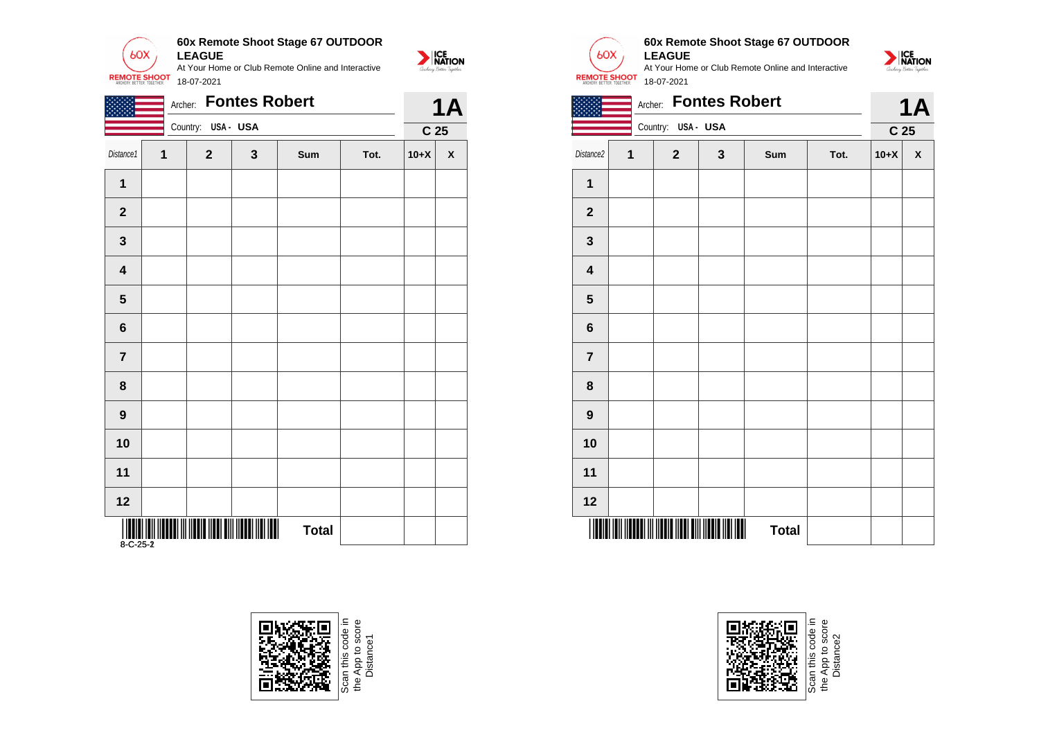**60x Remote Shoot Stage 67 OUTDOOR LEAGUE**

At Your Home or Club Remote Online and Interactive

18-07-2021

Archer: **Fontes Robert**

Country: USA - USA

**1A**

**C 25**

| Distance1 | 1 | 2 | 3 | Sum | Tot. | 10+X | X |
|---|---|---|---|---|---|---|---|
| **1** | | | | | | | |
| **2** | | | | | | | |
| **3** | | | | | | | |
| **4** | | | | | | | |
| **5** | | | | | | | |
| **6** | | | | | | | |
| **7** | | | | | | | |
| **8** | | | | | | | |
| **9** | | | | | | | |
| **10** | | | | | | | |
| **11** | | | | | | | |
| **12** | | | | | | | |
| | | | | **Total** | | | |

8-C-25-2

Scan this code in the App to score Distance1

**60x Remote Shoot Stage 67 OUTDOOR LEAGUE**

At Your Home or Club Remote Online and Interactive

18-07-2021

Archer: **Fontes Robert**

Country: USA - USA

**1A**

**C 25**

| Distance2 | 1 | 2 | 3 | Sum | Tot. | 10+X | X |
|---|---|---|---|---|---|---|---|
| **1** | | | | | | | |
| **2** | | | | | | | |
| **3** | | | | | | | |
| **4** | | | | | | | |
| **5** | | | | | | | |
| **6** | | | | | | | |
| **7** | | | | | | | |
| **8** | | | | | | | |
| **9** | | | | | | | |
| **10** | | | | | | | |
| **11** | | | | | | | |
| **12** | | | | | | | |
| | | | | **Total** | | | |

Scan this code in the App to score Distance2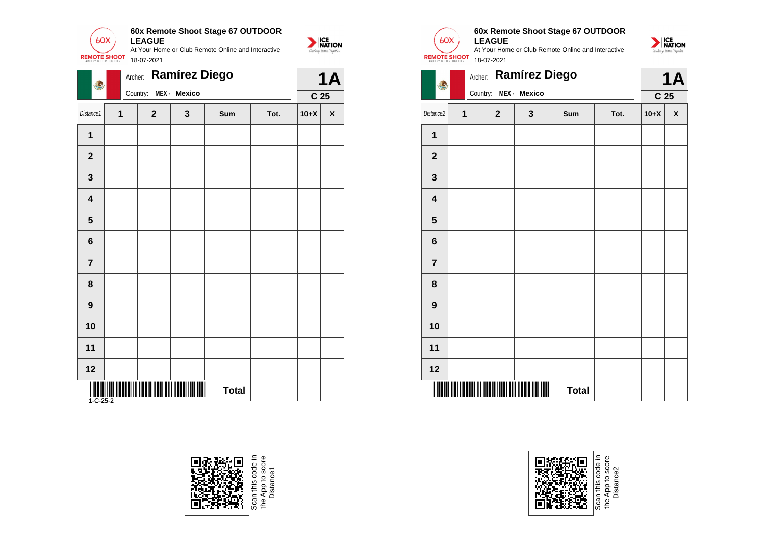**60x Remote Shoot Stage 67 OUTDOOR LEAGUE**

At Your Home or Club Remote Online and Interactive

18-07-2021

Archer: **Ramírez Diego**

Country: **MEX - Mexico**

**1A**

**C 25**

| Distance1 | 1 | 2 | 3 | Sum | Tot. | 10+X | X |
|---|---|---|---|---|---|---|---|
| **1** | | | | | | | |
| **2** | | | | | | | |
| **3** | | | | | | | |
| **4** | | | | | | | |
| **5** | | | | | | | |
| **6** | | | | | | | |
| **7** | | | | | | | |
| **8** | | | | | | | |
| **9** | | | | | | | |
| **10** | | | | | | | |
| **11** | | | | | | | |
| **12** | | | | | | | |
| | | | | **Total** | | | |

1-C-25-2

Scan this code in the App to score Distance1

**60x Remote Shoot Stage 67 OUTDOOR LEAGUE**

At Your Home or Club Remote Online and Interactive

18-07-2021

Archer: **Ramírez Diego**

Country: **MEX - Mexico**

**1A**

**C 25**

| Distance2 | 1 | 2 | 3 | Sum | Tot. | 10+X | X |
|---|---|---|---|---|---|---|---|
| **1** | | | | | | | |
| **2** | | | | | | | |
| **3** | | | | | | | |
| **4** | | | | | | | |
| **5** | | | | | | | |
| **6** | | | | | | | |
| **7** | | | | | | | |
| **8** | | | | | | | |
| **9** | | | | | | | |
| **10** | | | | | | | |
| **11** | | | | | | | |
| **12** | | | | | | | |
| | | | | **Total** | | | |

Scan this code in the App to score Distance2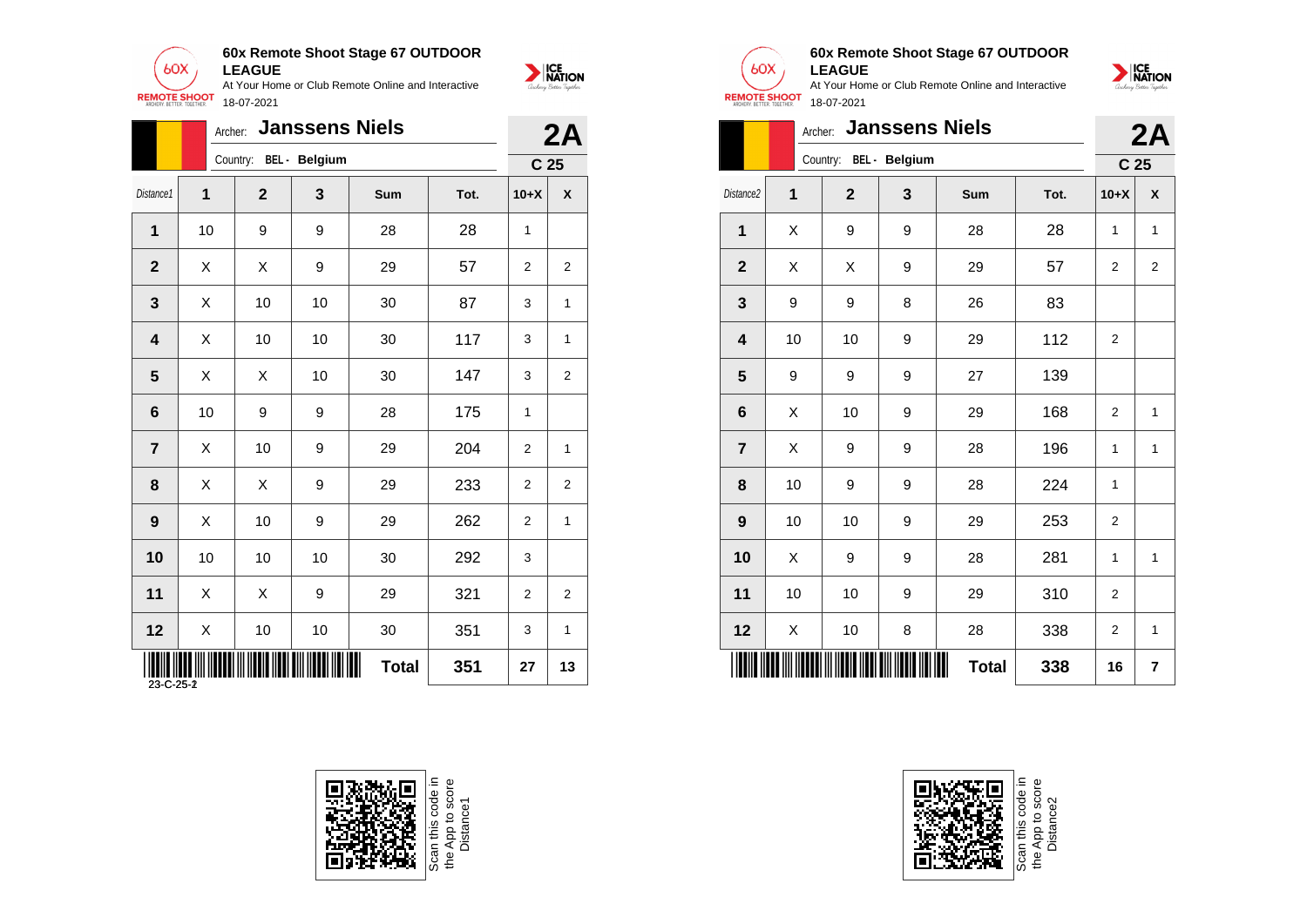**60x Remote Shoot Stage 67 OUTDOOR LEAGUE**

At Your Home or Club Remote Online and Interactive

18-07-2021

Archer: **Janssens Niels** — **2A**

Country: **BEL - Belgium** — **C 25**

| Distance1 | 1 | 2 | 3 | Sum | Tot. | 10+X | X |
|---|---|---|---|---|---|---|---|
| **1** | 10 | 9 | 9 | 28 | 28 | 1 | |
| **2** | X | X | 9 | 29 | 57 | 2 | 2 |
| **3** | X | 10 | 10 | 30 | 87 | 3 | 1 |
| **4** | X | 10 | 10 | 30 | 117 | 3 | 1 |
| **5** | X | X | 10 | 30 | 147 | 3 | 2 |
| **6** | 10 | 9 | 9 | 28 | 175 | 1 | |
| **7** | X | 10 | 9 | 29 | 204 | 2 | 1 |
| **8** | X | X | 9 | 29 | 233 | 2 | 2 |
| **9** | X | 10 | 9 | 29 | 262 | 2 | 1 |
| **10** | 10 | 10 | 10 | 30 | 292 | 3 | |
| **11** | X | X | 9 | 29 | 321 | 2 | 2 |
| **12** | X | 10 | 10 | 30 | 351 | 3 | 1 |
| | | | | **Total** | **351** | **27** | **13** |

23-C-25-2

Scan this code in the App to score Distance1

---

**60x Remote Shoot Stage 67 OUTDOOR LEAGUE**

At Your Home or Club Remote Online and Interactive

18-07-2021

Archer: **Janssens Niels** — **2A**

Country: **BEL - Belgium** — **C 25**

| Distance2 | 1 | 2 | 3 | Sum | Tot. | 10+X | X |
|---|---|---|---|---|---|---|---|
| **1** | X | 9 | 9 | 28 | 28 | 1 | 1 |
| **2** | X | X | 9 | 29 | 57 | 2 | 2 |
| **3** | 9 | 9 | 8 | 26 | 83 | | |
| **4** | 10 | 10 | 9 | 29 | 112 | 2 | |
| **5** | 9 | 9 | 9 | 27 | 139 | | |
| **6** | X | 10 | 9 | 29 | 168 | 2 | 1 |
| **7** | X | 9 | 9 | 28 | 196 | 1 | 1 |
| **8** | 10 | 9 | 9 | 28 | 224 | 1 | |
| **9** | 10 | 10 | 9 | 29 | 253 | 2 | |
| **10** | X | 9 | 9 | 28 | 281 | 1 | 1 |
| **11** | 10 | 10 | 9 | 29 | 310 | 2 | |
| **12** | X | 10 | 8 | 28 | 338 | 2 | 1 |
| | | | | **Total** | **338** | **16** | **7** |

Scan this code in the App to score Distance2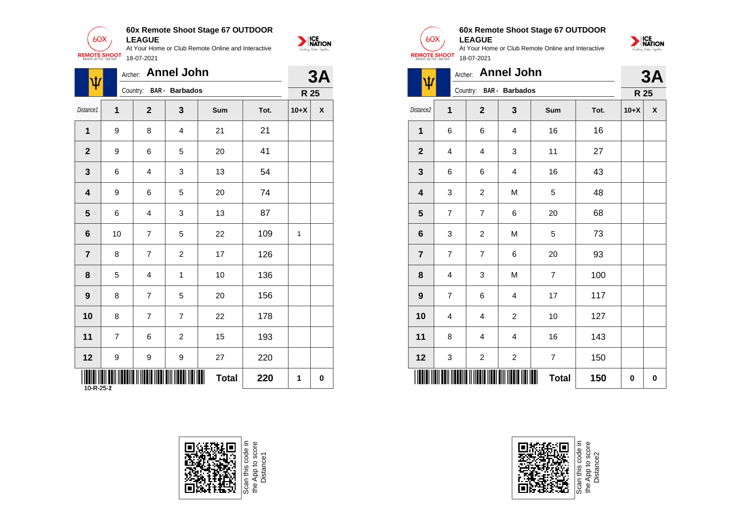**60x Remote Shoot Stage 67 OUTDOOR LEAGUE**

At Your Home or Club Remote Online and Interactive

18-07-2021

Archer: **Annel John**

Country: BAR - **Barbados**

**3A**

**R 25**

| Distance1 | 1 | 2 | 3 | Sum | Tot. | 10+X | X |
|---|---|---|---|---|---|---|---|
| **1** | 9 | 8 | 4 | 21 | 21 | | |
| **2** | 9 | 6 | 5 | 20 | 41 | | |
| **3** | 6 | 4 | 3 | 13 | 54 | | |
| **4** | 9 | 6 | 5 | 20 | 74 | | |
| **5** | 6 | 4 | 3 | 13 | 87 | | |
| **6** | 10 | 7 | 5 | 22 | 109 | 1 | |
| **7** | 8 | 7 | 2 | 17 | 126 | | |
| **8** | 5 | 4 | 1 | 10 | 136 | | |
| **9** | 8 | 7 | 5 | 20 | 156 | | |
| **10** | 8 | 7 | 7 | 22 | 178 | | |
| **11** | 7 | 6 | 2 | 15 | 193 | | |
| **12** | 9 | 9 | 9 | 27 | 220 | | |
| | | | | **Total** | **220** | **1** | **0** |

10-R-25-2

Scan this code in the App to score Distance1

**60x Remote Shoot Stage 67 OUTDOOR LEAGUE**

At Your Home or Club Remote Online and Interactive

18-07-2021

Archer: **Annel John**

Country: BAR - **Barbados**

**3A**

**R 25**

| Distance2 | 1 | 2 | 3 | Sum | Tot. | 10+X | X |
|---|---|---|---|---|---|---|---|
| **1** | 6 | 6 | 4 | 16 | 16 | | |
| **2** | 4 | 4 | 3 | 11 | 27 | | |
| **3** | 6 | 6 | 4 | 16 | 43 | | |
| **4** | 3 | 2 | M | 5 | 48 | | |
| **5** | 7 | 7 | 6 | 20 | 68 | | |
| **6** | 3 | 2 | M | 5 | 73 | | |
| **7** | 7 | 7 | 6 | 20 | 93 | | |
| **8** | 4 | 3 | M | 7 | 100 | | |
| **9** | 7 | 6 | 4 | 17 | 117 | | |
| **10** | 4 | 4 | 2 | 10 | 127 | | |
| **11** | 8 | 4 | 4 | 16 | 143 | | |
| **12** | 3 | 2 | 2 | 7 | 150 | | |
| | | | | **Total** | **150** | **0** | **0** |

Scan this code in the App to score Distance2